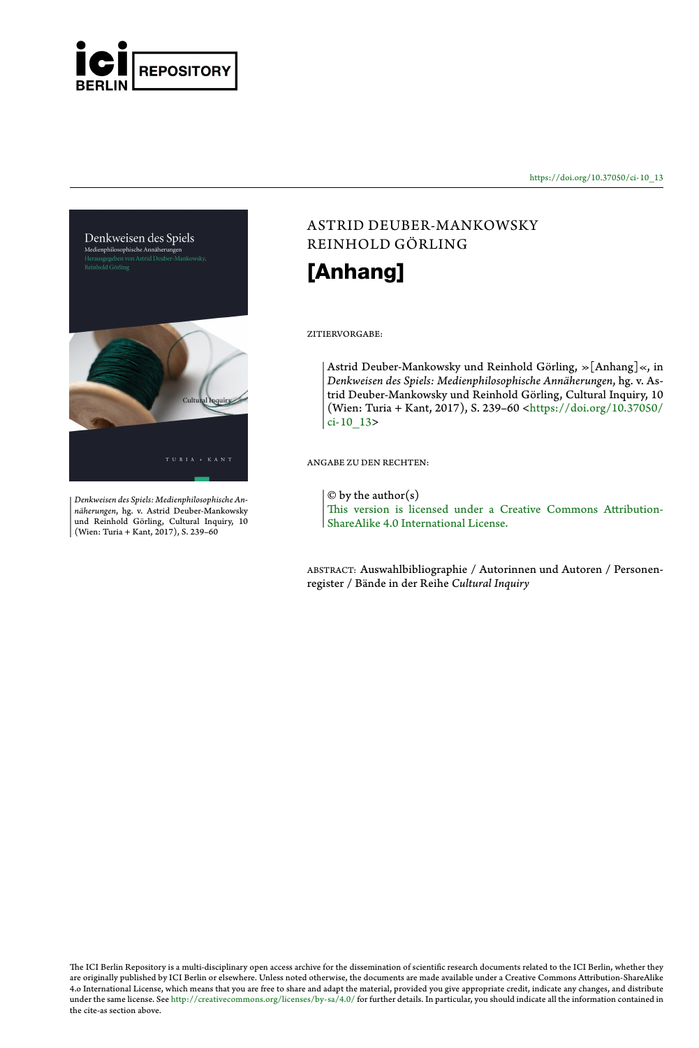ici BERLIN REPOSITORY

https://doi.org/10.37050/ci-10_13

ASTRID DEUBER-MANKOWSKY
REINHOLD GÖRLING

# [Anhang]

ZITIERVORGABE:

Astrid Deuber-Mankowsky und Reinhold Görling, »[Anhang]«, in *Denkweisen des Spiels: Medienphilosophische Annäherungen*, hg. v. Astrid Deuber-Mankowsky und Reinhold Görling, Cultural Inquiry, 10 (Wien: Turia + Kant, 2017), S. 239–60 <https://doi.org/10.37050/ci-10_13>

ANGABE ZU DEN RECHTEN:

© by the author(s)
This version is licensed under a Creative Commons Attribution-ShareAlike 4.0 International License.

ABSTRACT: Auswahlbibliographie / Autorinnen und Autoren / Personenregister / Bände in der Reihe *Cultural Inquiry*

Denkweisen des Spiels
Medienphilosophische Annäherungen
Herausgegeben von Astrid Deuber-Mankowsky, Reinhold Görling
Cultural Inquiry
TURIA + KANT

*Denkweisen des Spiels: Medienphilosophische Annäherungen*, hg. v. Astrid Deuber-Mankowsky und Reinhold Görling, Cultural Inquiry, 10 (Wien: Turia + Kant, 2017), S. 239–60

The ICI Berlin Repository is a multi-disciplinary open access archive for the dissemination of scientific research documents related to the ICI Berlin, whether they are originally published by ICI Berlin or elsewhere. Unless noted otherwise, the documents are made available under a Creative Commons Attribution-ShareAlike 4.0 International License, which means that you are free to share and adapt the material, provided you give appropriate credit, indicate any changes, and distribute under the same license. See http://creativecommons.org/licenses/by-sa/4.0/ for further details. In particular, you should indicate all the information contained in the cite-as section above.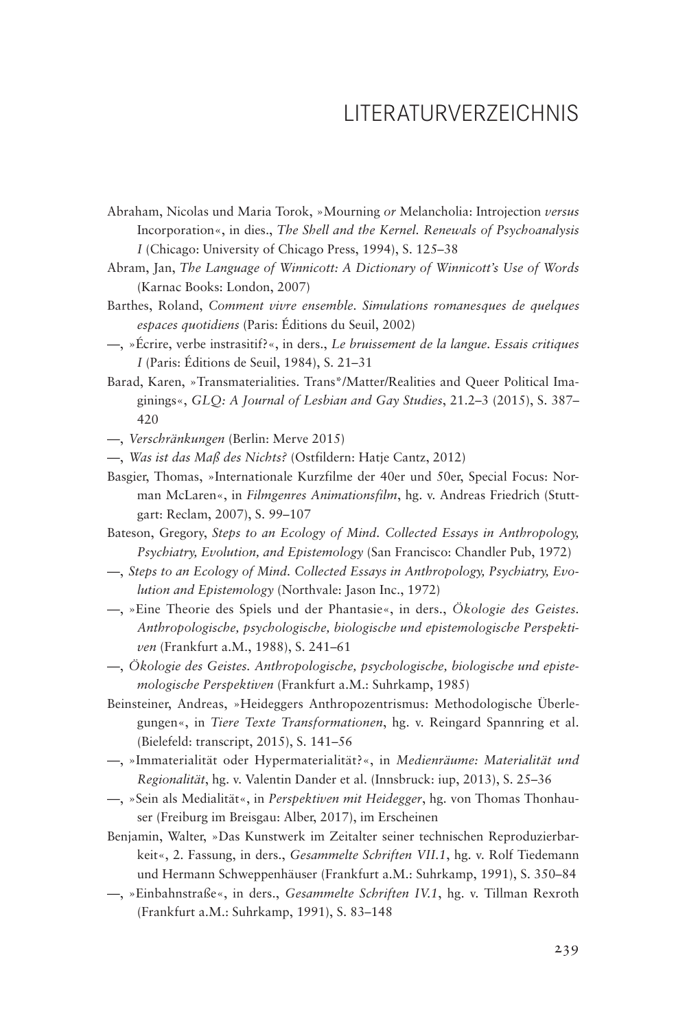# LITERATURVERZEICHNIS

Abraham, Nicolas und Maria Torok, »Mourning *or* Melancholia: Introjection *versus* Incorporation«, in dies., *The Shell and the Kernel. Renewals of Psychoanalysis I* (Chicago: University of Chicago Press, 1994), S. 125–38

Abram, Jan, *The Language of Winnicott: A Dictionary of Winnicott's Use of Words* (Karnac Books: London, 2007)

Barthes, Roland, *Comment vivre ensemble. Simulations romanesques de quelques espaces quotidiens* (Paris: Éditions du Seuil, 2002)

—, »Écrire, verbe instrasitif?«, in ders., *Le bruissement de la langue. Essais critiques I* (Paris: Éditions de Seuil, 1984), S. 21–31

Barad, Karen, »Transmaterialities. Trans*/Matter/Realities and Queer Political Imaginings«, *GLQ: A Journal of Lesbian and Gay Studies*, 21.2–3 (2015), S. 387–420

—, *Verschränkungen* (Berlin: Merve 2015)

—, *Was ist das Maß des Nichts?* (Ostfildern: Hatje Cantz, 2012)

Basgier, Thomas, »Internationale Kurzfilme der 40er und 50er, Special Focus: Norman McLaren«, in *Filmgenres Animationsfilm*, hg. v. Andreas Friedrich (Stuttgart: Reclam, 2007), S. 99–107

Bateson, Gregory, *Steps to an Ecology of Mind. Collected Essays in Anthropology, Psychiatry, Evolution, and Epistemology* (San Francisco: Chandler Pub, 1972)

—, *Steps to an Ecology of Mind. Collected Essays in Anthropology, Psychiatry, Evolution and Epistemology* (Northvale: Jason Inc., 1972)

—, »Eine Theorie des Spiels und der Phantasie«, in ders., *Ökologie des Geistes. Anthropologische, psychologische, biologische und epistemologische Perspektiven* (Frankfurt a.M., 1988), S. 241–61

—, *Ökologie des Geistes. Anthropologische, psychologische, biologische und epistemologische Perspektiven* (Frankfurt a.M.: Suhrkamp, 1985)

Beinsteiner, Andreas, »Heideggers Anthropozentrismus: Methodologische Überlegungen«, in *Tiere Texte Transformationen*, hg. v. Reingard Spannring et al. (Bielefeld: transcript, 2015), S. 141–56

—, »Immaterialität oder Hypermaterialität?«, in *Medienräume: Materialität und Regionalität*, hg. v. Valentin Dander et al. (Innsbruck: iup, 2013), S. 25–36

—, »Sein als Medialität«, in *Perspektiven mit Heidegger*, hg. von Thomas Thonhauser (Freiburg im Breisgau: Alber, 2017), im Erscheinen

Benjamin, Walter, »Das Kunstwerk im Zeitalter seiner technischen Reproduzierbarkeit«, 2. Fassung, in ders., *Gesammelte Schriften VII.1*, hg. v. Rolf Tiedemann und Hermann Schweppenhäuser (Frankfurt a.M.: Suhrkamp, 1991), S. 350–84

—, »Einbahnstraße«, in ders., *Gesammelte Schriften IV.1*, hg. v. Tillman Rexroth (Frankfurt a.M.: Suhrkamp, 1991), S. 83–148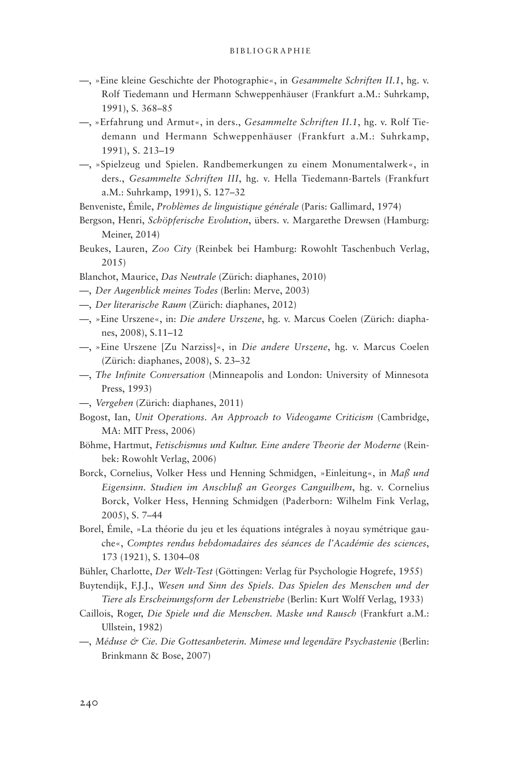—, »Eine kleine Geschichte der Photographie«, in *Gesammelte Schriften II.1*, hg. v. Rolf Tiedemann und Hermann Schweppenhäuser (Frankfurt a.M.: Suhrkamp, 1991), S. 368–85

—, »Erfahrung und Armut«, in ders., *Gesammelte Schriften II.1*, hg. v. Rolf Tiedemann und Hermann Schweppenhäuser (Frankfurt a.M.: Suhrkamp, 1991), S. 213–19

—, »Spielzeug und Spielen. Randbemerkungen zu einem Monumentalwerk«, in ders., *Gesammelte Schriften III*, hg. v. Hella Tiedemann-Bartels (Frankfurt a.M.: Suhrkamp, 1991), S. 127–32

Benveniste, Émile, *Problèmes de linguistique générale* (Paris: Gallimard, 1974)

Bergson, Henri, *Schöpferische Evolution*, übers. v. Margarethe Drewsen (Hamburg: Meiner, 2014)

Beukes, Lauren, *Zoo City* (Reinbek bei Hamburg: Rowohlt Taschenbuch Verlag, 2015)

Blanchot, Maurice, *Das Neutrale* (Zürich: diaphanes, 2010)

—, *Der Augenblick meines Todes* (Berlin: Merve, 2003)

—, *Der literarische Raum* (Zürich: diaphanes, 2012)

—, »Eine Urszene«, in: *Die andere Urszene*, hg. v. Marcus Coelen (Zürich: diaphanes, 2008), S.11–12

—, »Eine Urszene [Zu Narziss]«, in *Die andere Urszene*, hg. v. Marcus Coelen (Zürich: diaphanes, 2008), S. 23–32

—, *The Infinite Conversation* (Minneapolis and London: University of Minnesota Press, 1993)

—, *Vergehen* (Zürich: diaphanes, 2011)

Bogost, Ian, *Unit Operations. An Approach to Videogame Criticism* (Cambridge, MA: MIT Press, 2006)

Böhme, Hartmut, *Fetischismus und Kultur. Eine andere Theorie der Moderne* (Reinbek: Rowohlt Verlag, 2006)

Borck, Cornelius, Volker Hess und Henning Schmidgen, »Einleitung«, in *Maß und Eigensinn. Studien im Anschluß an Georges Canguilhem*, hg. v. Cornelius Borck, Volker Hess, Henning Schmidgen (Paderborn: Wilhelm Fink Verlag, 2005), S. 7–44

Borel, Émile, »La théorie du jeu et les équations intégrales à noyau symétrique gauche«, *Comptes rendus hebdomadaires des séances de l'Académie des sciences*, 173 (1921), S. 1304–08

Bühler, Charlotte, *Der Welt-Test* (Göttingen: Verlag für Psychologie Hogrefe, 1955)

Buytendijk, F.J.J., *Wesen und Sinn des Spiels. Das Spielen des Menschen und der Tiere als Erscheinungsform der Lebenstriebe* (Berlin: Kurt Wolff Verlag, 1933)

Caillois, Roger, *Die Spiele und die Menschen. Maske und Rausch* (Frankfurt a.M.: Ullstein, 1982)

—, *Méduse & Cie. Die Gottesanbeterin. Mimese und legendäre Psychastenie* (Berlin: Brinkmann & Bose, 2007)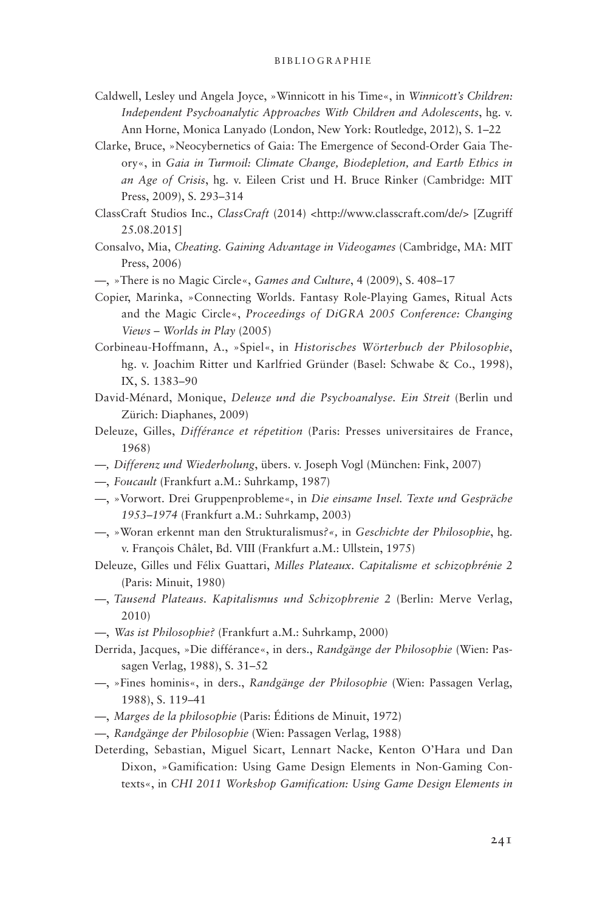Caldwell, Lesley und Angela Joyce, »Winnicott in his Time«, in *Winnicott's Children: Independent Psychoanalytic Approaches With Children and Adolescents*, hg. v. Ann Horne, Monica Lanyado (London, New York: Routledge, 2012), S. 1–22

Clarke, Bruce, »Neocybernetics of Gaia: The Emergence of Second-Order Gaia Theory«, in *Gaia in Turmoil: Climate Change, Biodepletion, and Earth Ethics in an Age of Crisis*, hg. v. Eileen Crist und H. Bruce Rinker (Cambridge: MIT Press, 2009), S. 293–314

ClassCraft Studios Inc., *ClassCraft* (2014) <http://www.classcraft.com/de/> [Zugriff 25.08.2015]

Consalvo, Mia, *Cheating. Gaining Advantage in Videogames* (Cambridge, MA: MIT Press, 2006)

—, »There is no Magic Circle«, *Games and Culture*, 4 (2009), S. 408–17

Copier, Marinka, »Connecting Worlds. Fantasy Role-Playing Games, Ritual Acts and the Magic Circle«, *Proceedings of DiGRA 2005 Conference: Changing Views – Worlds in Play* (2005)

Corbineau-Hoffmann, A., »Spiel«, in *Historisches Wörterbuch der Philosophie*, hg. v. Joachim Ritter und Karlfried Gründer (Basel: Schwabe & Co., 1998), IX, S. 1383–90

David-Ménard, Monique, *Deleuze und die Psychoanalyse. Ein Streit* (Berlin und Zürich: Diaphanes, 2009)

Deleuze, Gilles, *Différance et répetition* (Paris: Presses universitaires de France, 1968)

—*, Differenz und Wiederholung*, übers. v. Joseph Vogl (München: Fink, 2007)

—, *Foucault* (Frankfurt a.M.: Suhrkamp, 1987)

—, »Vorwort. Drei Gruppenprobleme«, in *Die einsame Insel. Texte und Gespräche 1953–1974* (Frankfurt a.M.: Suhrkamp, 2003)

—, »Woran erkennt man den Strukturalismus*?«,* in *Geschichte der Philosophie*, hg. v. François Châlet, Bd. VIII (Frankfurt a.M.: Ullstein, 1975)

Deleuze, Gilles und Félix Guattari, *Milles Plateaux. Capitalisme et schizophrénie 2* (Paris: Minuit, 1980)

—, *Tausend Plateaus. Kapitalismus und Schizophrenie 2* (Berlin: Merve Verlag, 2010)

—, *Was ist Philosophie?* (Frankfurt a.M.: Suhrkamp, 2000)

Derrida, Jacques, »Die différance«, in ders., *Randgänge der Philosophie* (Wien: Passagen Verlag, 1988), S. 31–52

—, »Fines hominis«, in ders., *Randgänge der Philosophie* (Wien: Passagen Verlag, 1988), S. 119–41

—, *Marges de la philosophie* (Paris: Éditions de Minuit, 1972)

—, *Randgänge der Philosophie* (Wien: Passagen Verlag, 1988)

Deterding, Sebastian, Miguel Sicart, Lennart Nacke, Kenton O'Hara und Dan Dixon, »Gamification: Using Game Design Elements in Non-Gaming Contexts«, in *CHI 2011 Workshop Gamification: Using Game Design Elements in*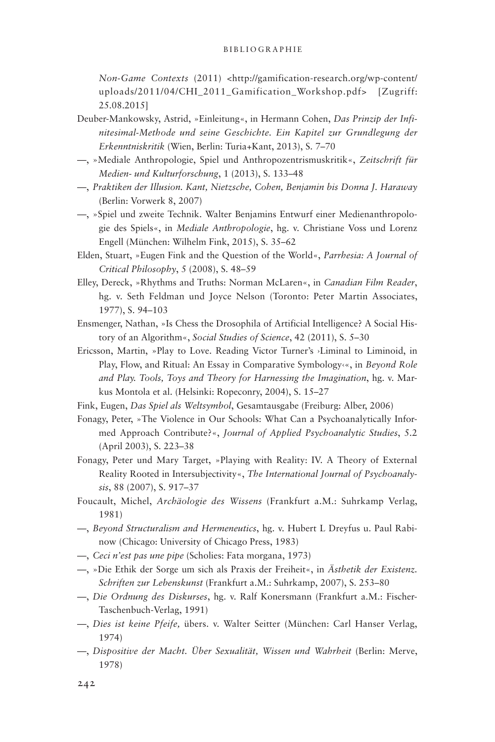*Non-Game Contexts* (2011) <http://gamification-research.org/wp-content/uploads/2011/04/CHI_2011_Gamification_Workshop.pdf> [Zugriff: 25.08.2015]

Deuber-Mankowsky, Astrid, »Einleitung«, in Hermann Cohen, *Das Prinzip der Infinitesimal-Methode und seine Geschichte. Ein Kapitel zur Grundlegung der Erkenntniskritik* (Wien, Berlin: Turia+Kant, 2013), S. 7–70

—, »Mediale Anthropologie, Spiel und Anthropozentrismuskritik«, *Zeitschrift für Medien- und Kulturforschung*, 1 (2013), S. 133–48

—, *Praktiken der Illusion. Kant, Nietzsche, Cohen, Benjamin bis Donna J. Haraway* (Berlin: Vorwerk 8, 2007)

—, »Spiel und zweite Technik. Walter Benjamins Entwurf einer Medienanthropologie des Spiels«, in *Mediale Anthropologie*, hg. v. Christiane Voss und Lorenz Engell (München: Wilhelm Fink, 2015), S. 35–62

Elden, Stuart, »Eugen Fink and the Question of the World«, *Parrhesia: A Journal of Critical Philosophy*, 5 (2008), S. 48–59

Elley, Dereck, »Rhythms and Truths: Norman McLaren«, in *Canadian Film Reader*, hg. v. Seth Feldman und Joyce Nelson (Toronto: Peter Martin Associates, 1977), S. 94–103

Ensmenger, Nathan, »Is Chess the Drosophila of Artificial Intelligence? A Social History of an Algorithm«, *Social Studies of Science*, 42 (2011), S. 5–30

Ericsson, Martin, »Play to Love. Reading Victor Turner's ›Liminal to Liminoid, in Play, Flow, and Ritual: An Essay in Comparative Symbology‹«, in *Beyond Role and Play. Tools, Toys and Theory for Harnessing the Imagination*, hg. v. Markus Montola et al. (Helsinki: Ropeconry, 2004), S. 15–27

Fink, Eugen, *Das Spiel als Weltsymbol*, Gesamtausgabe (Freiburg: Alber, 2006)

Fonagy, Peter, »The Violence in Our Schools: What Can a Psychoanalytically Informed Approach Contribute?«, *Journal of Applied Psychoanalytic Studies*, 5.2 (April 2003), S. 223–38

Fonagy, Peter und Mary Target, »Playing with Reality: IV. A Theory of External Reality Rooted in Intersubjectivity«, *The International Journal of Psychoanalysis*, 88 (2007), S. 917–37

Foucault, Michel, *Archäologie des Wissens* (Frankfurt a.M.: Suhrkamp Verlag, 1981)

—, *Beyond Structuralism and Hermeneutics*, hg. v. Hubert L Dreyfus u. Paul Rabinow (Chicago: University of Chicago Press, 1983)

—, *Ceci n'est pas une pipe* (Scholies: Fata morgana, 1973)

—, »Die Ethik der Sorge um sich als Praxis der Freiheit«, in *Ästhetik der Existenz. Schriften zur Lebenskunst* (Frankfurt a.M.: Suhrkamp, 2007), S. 253–80

—, *Die Ordnung des Diskurses*, hg. v. Ralf Konersmann (Frankfurt a.M.: Fischer-Taschenbuch-Verlag, 1991)

—, *Dies ist keine Pfeife,* übers. v. Walter Seitter (München: Carl Hanser Verlag, 1974)

—, *Dispositive der Macht. Über Sexualität, Wissen und Wahrheit* (Berlin: Merve, 1978)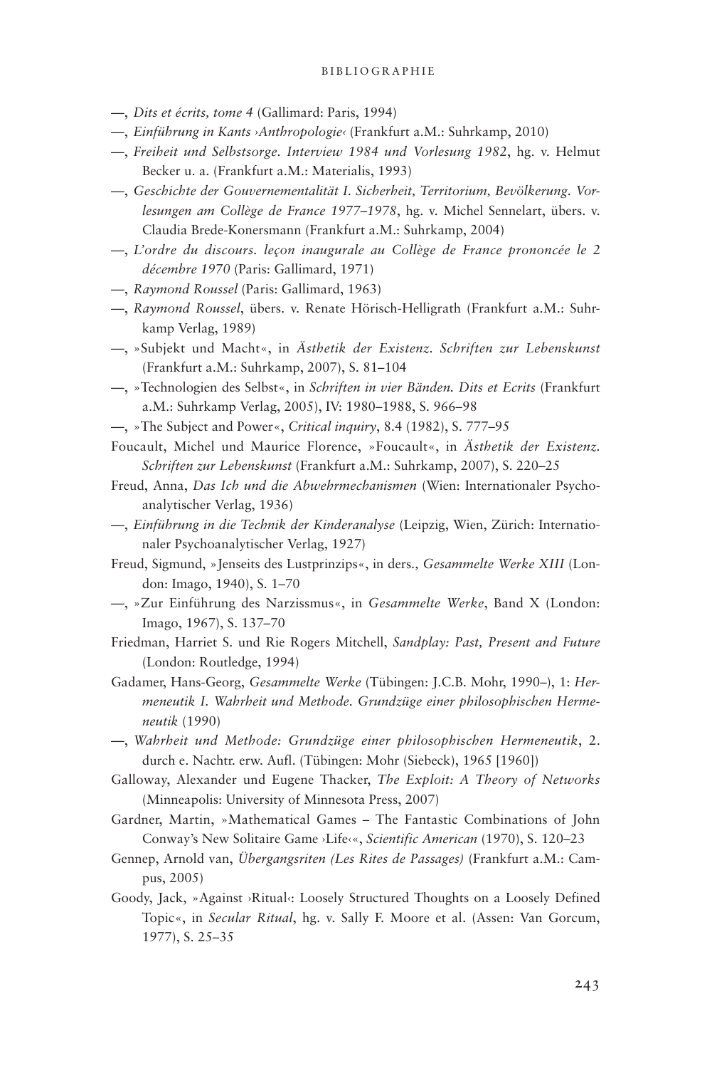—, *Dits et écrits, tome 4* (Gallimard: Paris, 1994)

—, *Einführung in Kants ›Anthropologie‹* (Frankfurt a.M.: Suhrkamp, 2010)

—, *Freiheit und Selbstsorge. Interview 1984 und Vorlesung 1982*, hg. v. Helmut Becker u. a. (Frankfurt a.M.: Materialis, 1993)

—, *Geschichte der Gouvernementalität I. Sicherheit, Territorium, Bevölkerung. Vorlesungen am Collège de France 1977–1978*, hg. v. Michel Sennelart, übers. v. Claudia Brede-Konersmann (Frankfurt a.M.: Suhrkamp, 2004)

—, *L'ordre du discours. leçon inaugurale au Collège de France prononcée le 2 décembre 1970* (Paris: Gallimard, 1971)

—, *Raymond Roussel* (Paris: Gallimard, 1963)

—, *Raymond Roussel*, übers. v. Renate Hörisch-Helligrath (Frankfurt a.M.: Suhrkamp Verlag, 1989)

—, »Subjekt und Macht«, in *Ästhetik der Existenz. Schriften zur Lebenskunst* (Frankfurt a.M.: Suhrkamp, 2007), S. 81–104

—, »Technologien des Selbst«, in *Schriften in vier Bänden. Dits et Ecrits* (Frankfurt a.M.: Suhrkamp Verlag, 2005), IV: 1980–1988, S. 966–98

—, »The Subject and Power«, *Critical inquiry*, 8.4 (1982), S. 777–95

Foucault, Michel und Maurice Florence, »Foucault«, in *Ästhetik der Existenz. Schriften zur Lebenskunst* (Frankfurt a.M.: Suhrkamp, 2007), S. 220–25

Freud, Anna, *Das Ich und die Abwehrmechanismen* (Wien: Internationaler Psychoanalytischer Verlag, 1936)

—, *Einführung in die Technik der Kinderanalyse* (Leipzig, Wien, Zürich: Internationaler Psychoanalytischer Verlag, 1927)

Freud, Sigmund, »Jenseits des Lustprinzips«, in ders., *Gesammelte Werke XIII* (London: Imago, 1940), S. 1–70

—, »Zur Einführung des Narzissmus«, in *Gesammelte Werke*, Band X (London: Imago, 1967), S. 137–70

Friedman, Harriet S. und Rie Rogers Mitchell, *Sandplay: Past, Present and Future* (London: Routledge, 1994)

Gadamer, Hans-Georg, *Gesammelte Werke* (Tübingen: J.C.B. Mohr, 1990–), 1: *Hermeneutik I. Wahrheit und Methode. Grundzüge einer philosophischen Hermeneutik* (1990)

—, *Wahrheit und Methode: Grundzüge einer philosophischen Hermeneutik*, 2. durch e. Nachtr. erw. Aufl. (Tübingen: Mohr (Siebeck), 1965 [1960])

Galloway, Alexander und Eugene Thacker, *The Exploit: A Theory of Networks* (Minneapolis: University of Minnesota Press, 2007)

Gardner, Martin, »Mathematical Games – The Fantastic Combinations of John Conway's New Solitaire Game ›Life‹«, *Scientific American* (1970), S. 120–23

Gennep, Arnold van, *Übergangsriten (Les Rites de Passages)* (Frankfurt a.M.: Campus, 2005)

Goody, Jack, »Against ›Ritual‹: Loosely Structured Thoughts on a Loosely Defined Topic«, in *Secular Ritual*, hg. v. Sally F. Moore et al. (Assen: Van Gorcum, 1977), S. 25–35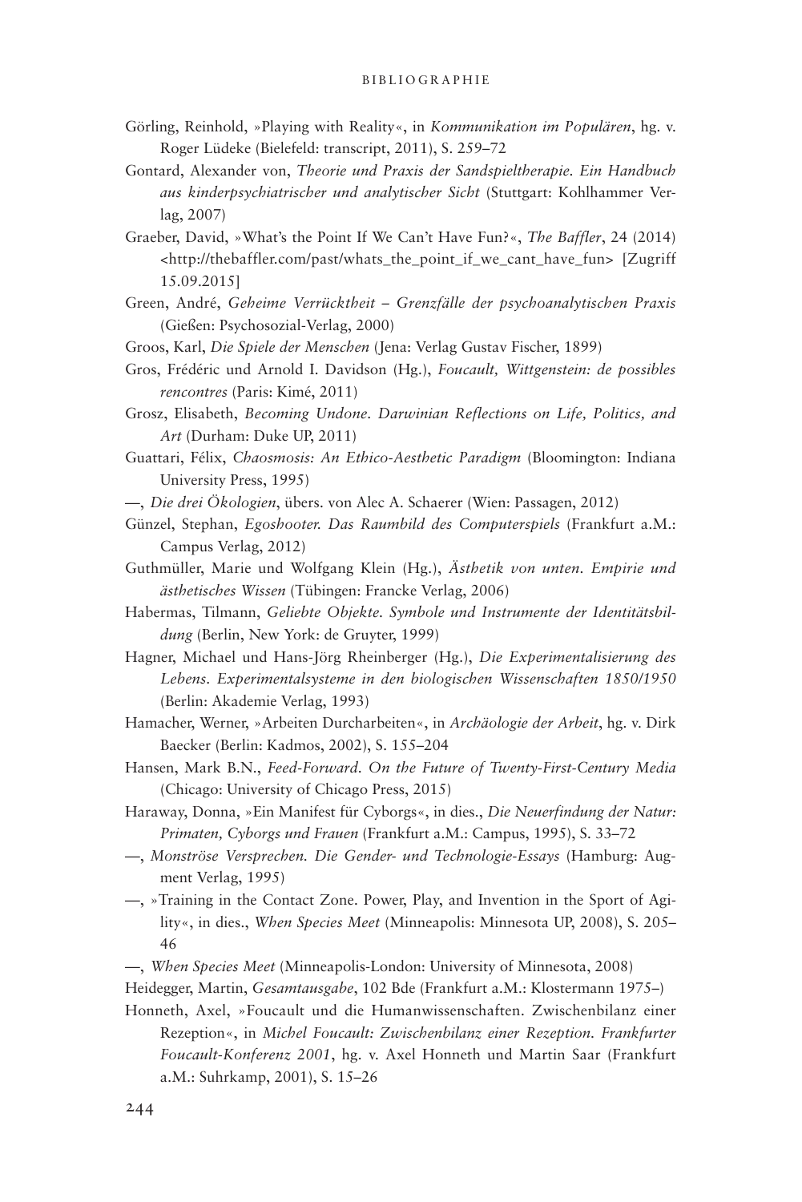Görling, Reinhold, »Playing with Reality«, in *Kommunikation im Populären*, hg. v. Roger Lüdeke (Bielefeld: transcript, 2011), S. 259–72

Gontard, Alexander von, *Theorie und Praxis der Sandspieltherapie. Ein Handbuch aus kinderpsychiatrischer und analytischer Sicht* (Stuttgart: Kohlhammer Verlag, 2007)

Graeber, David, »What's the Point If We Can't Have Fun?«, *The Baffler*, 24 (2014) <http://thebaffler.com/past/whats_the_point_if_we_cant_have_fun> [Zugriff 15.09.2015]

Green, André, *Geheime Verrücktheit – Grenzfälle der psychoanalytischen Praxis* (Gießen: Psychosozial-Verlag, 2000)

Groos, Karl, *Die Spiele der Menschen* (Jena: Verlag Gustav Fischer, 1899)

Gros, Frédéric und Arnold I. Davidson (Hg.), *Foucault, Wittgenstein: de possibles rencontres* (Paris: Kimé, 2011)

Grosz, Elisabeth, *Becoming Undone. Darwinian Reflections on Life, Politics, and Art* (Durham: Duke UP, 2011)

Guattari, Félix, *Chaosmosis: An Ethico-Aesthetic Paradigm* (Bloomington: Indiana University Press, 1995)

—, *Die drei Ökologien*, übers. von Alec A. Schaerer (Wien: Passagen, 2012)

Günzel, Stephan, *Egoshooter. Das Raumbild des Computerspiels* (Frankfurt a.M.: Campus Verlag, 2012)

Guthmüller, Marie und Wolfgang Klein (Hg.), *Ästhetik von unten. Empirie und ästhetisches Wissen* (Tübingen: Francke Verlag, 2006)

Habermas, Tilmann, *Geliebte Objekte. Symbole und Instrumente der Identitätsbildung* (Berlin, New York: de Gruyter, 1999)

Hagner, Michael und Hans-Jörg Rheinberger (Hg.), *Die Experimentalisierung des Lebens. Experimentalsysteme in den biologischen Wissenschaften 1850/1950* (Berlin: Akademie Verlag, 1993)

Hamacher, Werner, »Arbeiten Durcharbeiten«, in *Archäologie der Arbeit*, hg. v. Dirk Baecker (Berlin: Kadmos, 2002), S. 155–204

Hansen, Mark B.N., *Feed-Forward. On the Future of Twenty-First-Century Media* (Chicago: University of Chicago Press, 2015)

Haraway, Donna, »Ein Manifest für Cyborgs«, in dies., *Die Neuerfindung der Natur: Primaten, Cyborgs und Frauen* (Frankfurt a.M.: Campus, 1995), S. 33–72

—, *Monströse Versprechen. Die Gender- und Technologie-Essays* (Hamburg: Augment Verlag, 1995)

—, »Training in the Contact Zone. Power, Play, and Invention in the Sport of Agility«, in dies., *When Species Meet* (Minneapolis: Minnesota UP, 2008), S. 205–46

—, *When Species Meet* (Minneapolis-London: University of Minnesota, 2008)

Heidegger, Martin, *Gesamtausgabe*, 102 Bde (Frankfurt a.M.: Klostermann 1975–)

Honneth, Axel, »Foucault und die Humanwissenschaften. Zwischenbilanz einer Rezeption«, in *Michel Foucault: Zwischenbilanz einer Rezeption. Frankfurter Foucault-Konferenz 2001*, hg. v. Axel Honneth und Martin Saar (Frankfurt a.M.: Suhrkamp, 2001), S. 15–26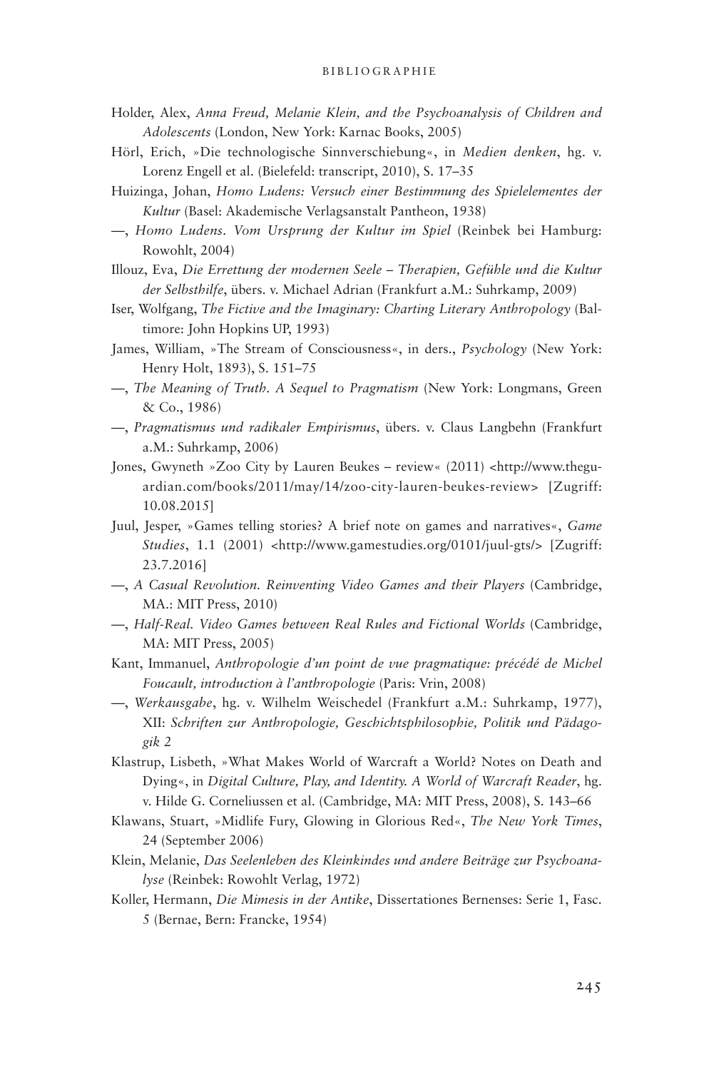Holder, Alex, *Anna Freud, Melanie Klein, and the Psychoanalysis of Children and Adolescents* (London, New York: Karnac Books, 2005)

Hörl, Erich, »Die technologische Sinnverschiebung«, in *Medien denken*, hg. v. Lorenz Engell et al. (Bielefeld: transcript, 2010), S. 17–35

Huizinga, Johan, *Homo Ludens: Versuch einer Bestimmung des Spielelementes der Kultur* (Basel: Akademische Verlagsanstalt Pantheon, 1938)

—, *Homo Ludens. Vom Ursprung der Kultur im Spiel* (Reinbek bei Hamburg: Rowohlt, 2004)

Illouz, Eva, *Die Errettung der modernen Seele – Therapien, Gefühle und die Kultur der Selbsthilfe*, übers. v. Michael Adrian (Frankfurt a.M.: Suhrkamp, 2009)

Iser, Wolfgang, *The Fictive and the Imaginary: Charting Literary Anthropology* (Baltimore: John Hopkins UP, 1993)

James, William, »The Stream of Consciousness«, in ders., *Psychology* (New York: Henry Holt, 1893), S. 151–75

—, *The Meaning of Truth. A Sequel to Pragmatism* (New York: Longmans, Green & Co., 1986)

—, *Pragmatismus und radikaler Empirismus*, übers. v. Claus Langbehn (Frankfurt a.M.: Suhrkamp, 2006)

Jones, Gwyneth »Zoo City by Lauren Beukes – review« (2011) <http://www.theguardian.com/books/2011/may/14/zoo-city-lauren-beukes-review> [Zugriff: 10.08.2015]

Juul, Jesper, »Games telling stories? A brief note on games and narratives«, *Game Studies*, 1.1 (2001) <http://www.gamestudies.org/0101/juul-gts/> [Zugriff: 23.7.2016]

—, *A Casual Revolution. Reinventing Video Games and their Players* (Cambridge, MA.: MIT Press, 2010)

—, *Half-Real. Video Games between Real Rules and Fictional Worlds* (Cambridge, MA: MIT Press, 2005)

Kant, Immanuel, *Anthropologie d'un point de vue pragmatique: précédé de Michel Foucault, introduction à l'anthropologie* (Paris: Vrin, 2008)

—, *Werkausgabe*, hg. v. Wilhelm Weischedel (Frankfurt a.M.: Suhrkamp, 1977), XII: *Schriften zur Anthropologie, Geschichtsphilosophie, Politik und Pädagogik 2*

Klastrup, Lisbeth, »What Makes World of Warcraft a World? Notes on Death and Dying«, in *Digital Culture, Play, and Identity. A World of Warcraft Reader*, hg. v. Hilde G. Corneliussen et al. (Cambridge, MA: MIT Press, 2008), S. 143–66

Klawans, Stuart, »Midlife Fury, Glowing in Glorious Red«, *The New York Times*, 24 (September 2006)

Klein, Melanie, *Das Seelenleben des Kleinkindes und andere Beiträge zur Psychoanalyse* (Reinbek: Rowohlt Verlag, 1972)

Koller, Hermann, *Die Mimesis in der Antike*, Dissertationes Bernenses: Serie 1, Fasc. 5 (Bernae, Bern: Francke, 1954)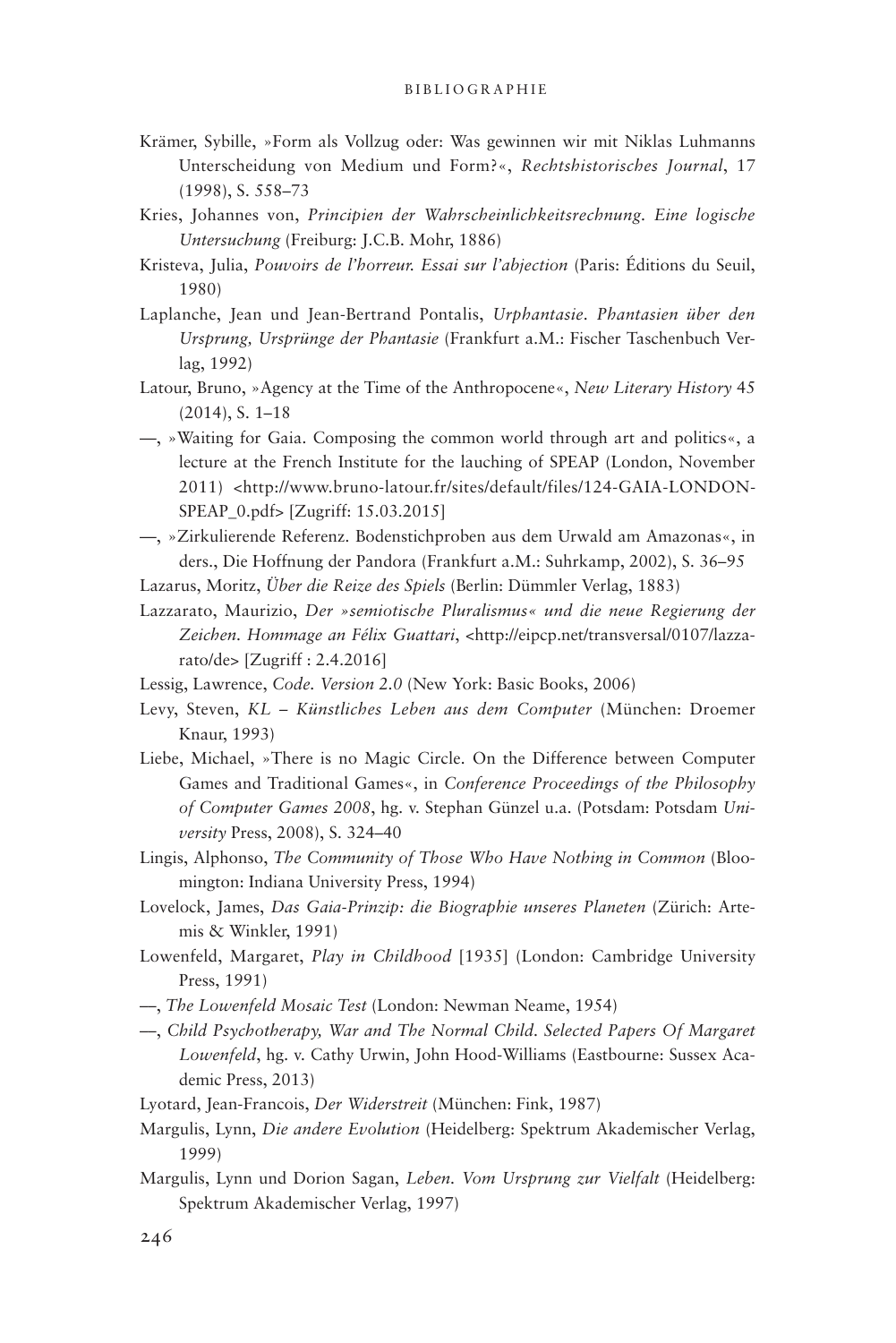Krämer, Sybille, »Form als Vollzug oder: Was gewinnen wir mit Niklas Luhmanns Unterscheidung von Medium und Form?«, *Rechtshistorisches Journal*, 17 (1998), S. 558–73

Kries, Johannes von, *Principien der Wahrscheinlichkeitsrechnung. Eine logische Untersuchung* (Freiburg: J.C.B. Mohr, 1886)

Kristeva, Julia, *Pouvoirs de l'horreur. Essai sur l'abjection* (Paris: Éditions du Seuil, 1980)

Laplanche, Jean und Jean-Bertrand Pontalis, *Urphantasie. Phantasien über den Ursprung, Ursprünge der Phantasie* (Frankfurt a.M.: Fischer Taschenbuch Verlag, 1992)

Latour, Bruno, »Agency at the Time of the Anthropocene«, *New Literary History* 45 (2014), S. 1–18

—, »Waiting for Gaia. Composing the common world through art and politics«, a lecture at the French Institute for the lauching of SPEAP (London, November 2011) <http://www.bruno-latour.fr/sites/default/files/124-GAIA-LONDON-SPEAP_0.pdf> [Zugriff: 15.03.2015]

—, »Zirkulierende Referenz. Bodenstichproben aus dem Urwald am Amazonas«, in ders., Die Hoffnung der Pandora (Frankfurt a.M.: Suhrkamp, 2002), S. 36–95

Lazarus, Moritz, *Über die Reize des Spiels* (Berlin: Dümmler Verlag, 1883)

Lazzarato, Maurizio, *Der »semiotische Pluralismus« und die neue Regierung der Zeichen. Hommage an Félix Guattari*, <http://eipcp.net/transversal/0107/lazzarato/de> [Zugriff : 2.4.2016]

Lessig, Lawrence, *Code. Version 2.0* (New York: Basic Books, 2006)

Levy, Steven, *KL – Künstliches Leben aus dem Computer* (München: Droemer Knaur, 1993)

Liebe, Michael, »There is no Magic Circle. On the Difference between Computer Games and Traditional Games«, in *Conference Proceedings of the Philosophy of Computer Games 2008*, hg. v. Stephan Günzel u.a. (Potsdam: Potsdam *University* Press, 2008), S. 324–40

Lingis, Alphonso, *The Community of Those Who Have Nothing in Common* (Bloomington: Indiana University Press, 1994)

Lovelock, James, *Das Gaia-Prinzip: die Biographie unseres Planeten* (Zürich: Artemis & Winkler, 1991)

Lowenfeld, Margaret, *Play in Childhood* [1935] (London: Cambridge University Press, 1991)

—, *The Lowenfeld Mosaic Test* (London: Newman Neame, 1954)

—, *Child Psychotherapy, War and The Normal Child. Selected Papers Of Margaret Lowenfeld*, hg. v. Cathy Urwin, John Hood-Williams (Eastbourne: Sussex Academic Press, 2013)

Lyotard, Jean-Francois, *Der Widerstreit* (München: Fink, 1987)

Margulis, Lynn, *Die andere Evolution* (Heidelberg: Spektrum Akademischer Verlag, 1999)

Margulis, Lynn und Dorion Sagan, *Leben. Vom Ursprung zur Vielfalt* (Heidelberg: Spektrum Akademischer Verlag, 1997)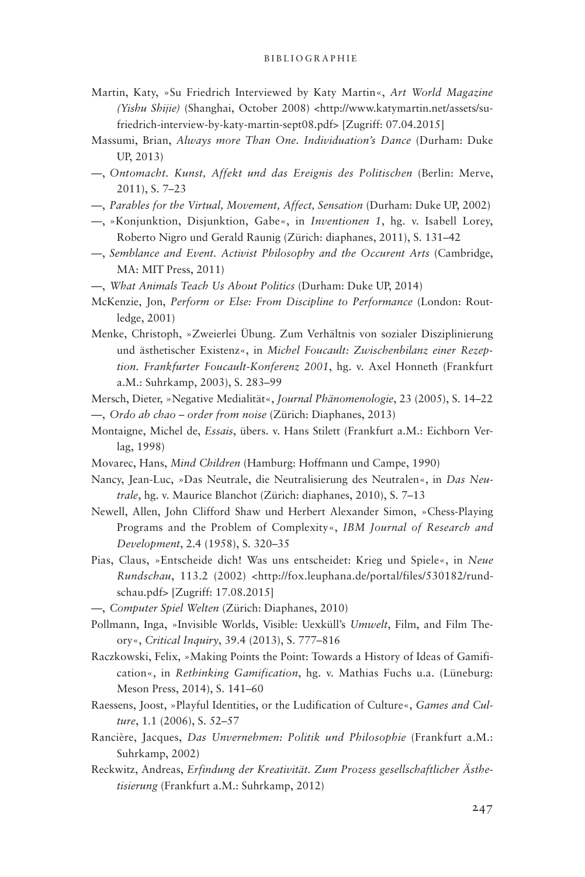Martin, Katy, »Su Friedrich Interviewed by Katy Martin«, *Art World Magazine (Yishu Shijie)* (Shanghai, October 2008) <http://www.katymartin.net/assets/su-friedrich-interview-by-katy-martin-sept08.pdf> [Zugriff: 07.04.2015]

Massumi, Brian, *Always more Than One. Individuation's Dance* (Durham: Duke UP, 2013)

—, *Ontomacht. Kunst, Affekt und das Ereignis des Politischen* (Berlin: Merve, 2011), S. 7–23

—, *Parables for the Virtual, Movement, Affect, Sensation* (Durham: Duke UP, 2002)

—, »Konjunktion, Disjunktion, Gabe«, in *Inventionen 1*, hg. v. Isabell Lorey, Roberto Nigro und Gerald Raunig (Zürich: diaphanes, 2011), S. 131–42

—, *Semblance and Event. Activist Philosophy and the Occurent Arts* (Cambridge, MA: MIT Press, 2011)

—, *What Animals Teach Us About Politics* (Durham: Duke UP, 2014)

McKenzie, Jon, *Perform or Else: From Discipline to Performance* (London: Routledge, 2001)

Menke, Christoph, »Zweierlei Übung. Zum Verhältnis von sozialer Disziplinierung und ästhetischer Existenz«, in *Michel Foucault: Zwischenbilanz einer Rezeption. Frankfurter Foucault-Konferenz 2001*, hg. v. Axel Honneth (Frankfurt a.M.: Suhrkamp, 2003), S. 283–99

Mersch, Dieter, »Negative Medialität«, *Journal Phänomenologie*, 23 (2005), S. 14–22

—, *Ordo ab chao – order from noise* (Zürich: Diaphanes, 2013)

Montaigne, Michel de, *Essais*, übers. v. Hans Stilett (Frankfurt a.M.: Eichborn Verlag, 1998)

Movarec, Hans, *Mind Children* (Hamburg: Hoffmann und Campe, 1990)

Nancy, Jean-Luc, »Das Neutrale, die Neutralisierung des Neutralen«, in *Das Neutrale*, hg. v. Maurice Blanchot (Zürich: diaphanes, 2010), S. 7–13

Newell, Allen, John Clifford Shaw und Herbert Alexander Simon, »Chess-Playing Programs and the Problem of Complexity«, *IBM Journal of Research and Development*, 2.4 (1958), S. 320–35

Pias, Claus, »Entscheide dich! Was uns entscheidet: Krieg und Spiele«, in *Neue Rundschau*, 113.2 (2002) <http://fox.leuphana.de/portal/files/530182/rundschau.pdf> [Zugriff: 17.08.2015]

—, *Computer Spiel Welten* (Zürich: Diaphanes, 2010)

Pollmann, Inga, »Invisible Worlds, Visible: Uexküll's *Umwelt*, Film, and Film Theory«, *Critical Inquiry*, 39.4 (2013), S. 777–816

Raczkowski, Felix, »Making Points the Point: Towards a History of Ideas of Gamification«, in *Rethinking Gamification*, hg. v. Mathias Fuchs u.a. (Lüneburg: Meson Press, 2014), S. 141–60

Raessens, Joost, »Playful Identities, or the Ludification of Culture«, *Games and Culture*, 1.1 (2006), S. 52–57

Rancière, Jacques, *Das Unvernehmen: Politik und Philosophie* (Frankfurt a.M.: Suhrkamp, 2002)

Reckwitz, Andreas, *Erfindung der Kreativität. Zum Prozess gesellschaftlicher Ästhetisierung* (Frankfurt a.M.: Suhrkamp, 2012)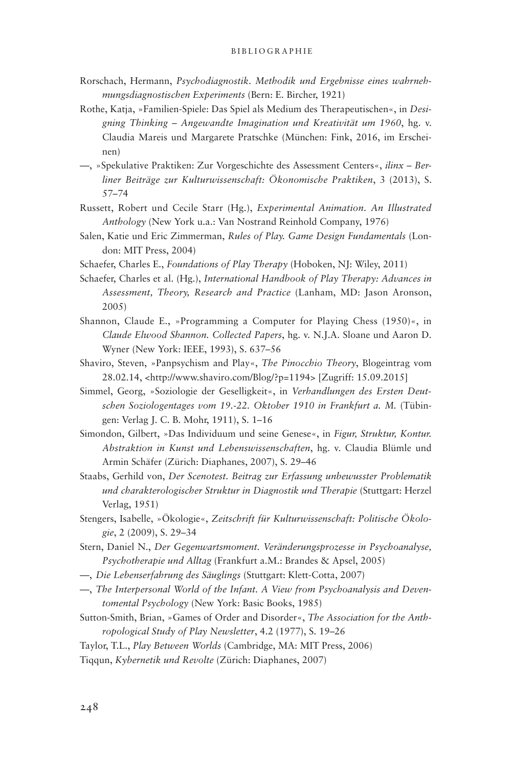Rorschach, Hermann, *Psychodiagnostik. Methodik und Ergebnisse eines wahrnehmungsdiagnostischen Experiments* (Bern: E. Bircher, 1921)

Rothe, Katja, »Familien-Spiele: Das Spiel als Medium des Therapeutischen«, in *Designing Thinking – Angewandte Imagination und Kreativität um 1960*, hg. v. Claudia Mareis und Margarete Pratschke (München: Fink, 2016, im Erscheinen)

—, »Spekulative Praktiken: Zur Vorgeschichte des Assessment Centers«, *ilinx – Berliner Beiträge zur Kulturwissenschaft: Ökonomische Praktiken*, 3 (2013), S. 57–74

Russett, Robert und Cecile Starr (Hg.), *Experimental Animation. An Illustrated Anthology* (New York u.a.: Van Nostrand Reinhold Company, 1976)

Salen, Katie und Eric Zimmerman, *Rules of Play. Game Design Fundamentals* (London: MIT Press, 2004)

Schaefer, Charles E., *Foundations of Play Therapy* (Hoboken, NJ: Wiley, 2011)

Schaefer, Charles et al. (Hg.), *International Handbook of Play Therapy: Advances in Assessment, Theory, Research and Practice* (Lanham, MD: Jason Aronson, 2005)

Shannon, Claude E., »Programming a Computer for Playing Chess (1950)«, in *Claude Elwood Shannon. Collected Papers*, hg. v. N.J.A. Sloane und Aaron D. Wyner (New York: IEEE, 1993), S. 637–56

Shaviro, Steven, »Panpsychism and Play«, *The Pinocchio Theory*, Blogeintrag vom 28.02.14, <http://www.shaviro.com/Blog/?p=1194> [Zugriff: 15.09.2015]

Simmel, Georg, »Soziologie der Geselligkeit«, in *Verhandlungen des Ersten Deutschen Soziologentages vom 19.-22. Oktober 1910 in Frankfurt a. M.* (Tübingen: Verlag J. C. B. Mohr, 1911), S. 1–16

Simondon, Gilbert, »Das Individuum und seine Genese«, in *Figur, Struktur, Kontur. Abstraktion in Kunst und Lebenswissenschaften*, hg. v. Claudia Blümle und Armin Schäfer (Zürich: Diaphanes, 2007), S. 29–46

Staabs, Gerhild von, *Der Scenotest. Beitrag zur Erfassung unbewusster Problematik und charakterologischer Struktur in Diagnostik und Therapie* (Stuttgart: Herzel Verlag, 1951)

Stengers, Isabelle, »Ökologie«, *Zeitschrift für Kulturwissenschaft: Politische Ökologie*, 2 (2009), S. 29–34

Stern, Daniel N., *Der Gegenwartsmoment. Veränderungsprozesse in Psychoanalyse, Psychotherapie und Alltag* (Frankfurt a.M.: Brandes & Apsel, 2005)

—, *Die Lebenserfahrung des Säuglings* (Stuttgart: Klett-Cotta, 2007)

—, *The Interpersonal World of the Infant. A View from Psychoanalysis and Deventomental Psychology* (New York: Basic Books, 1985)

Sutton-Smith, Brian, »Games of Order and Disorder«, *The Association for the Anthropological Study of Play Newsletter*, 4.2 (1977), S. 19–26

Taylor, T.L., *Play Between Worlds* (Cambridge, MA: MIT Press, 2006)

Tiqqun, *Kybernetik und Revolte* (Zürich: Diaphanes, 2007)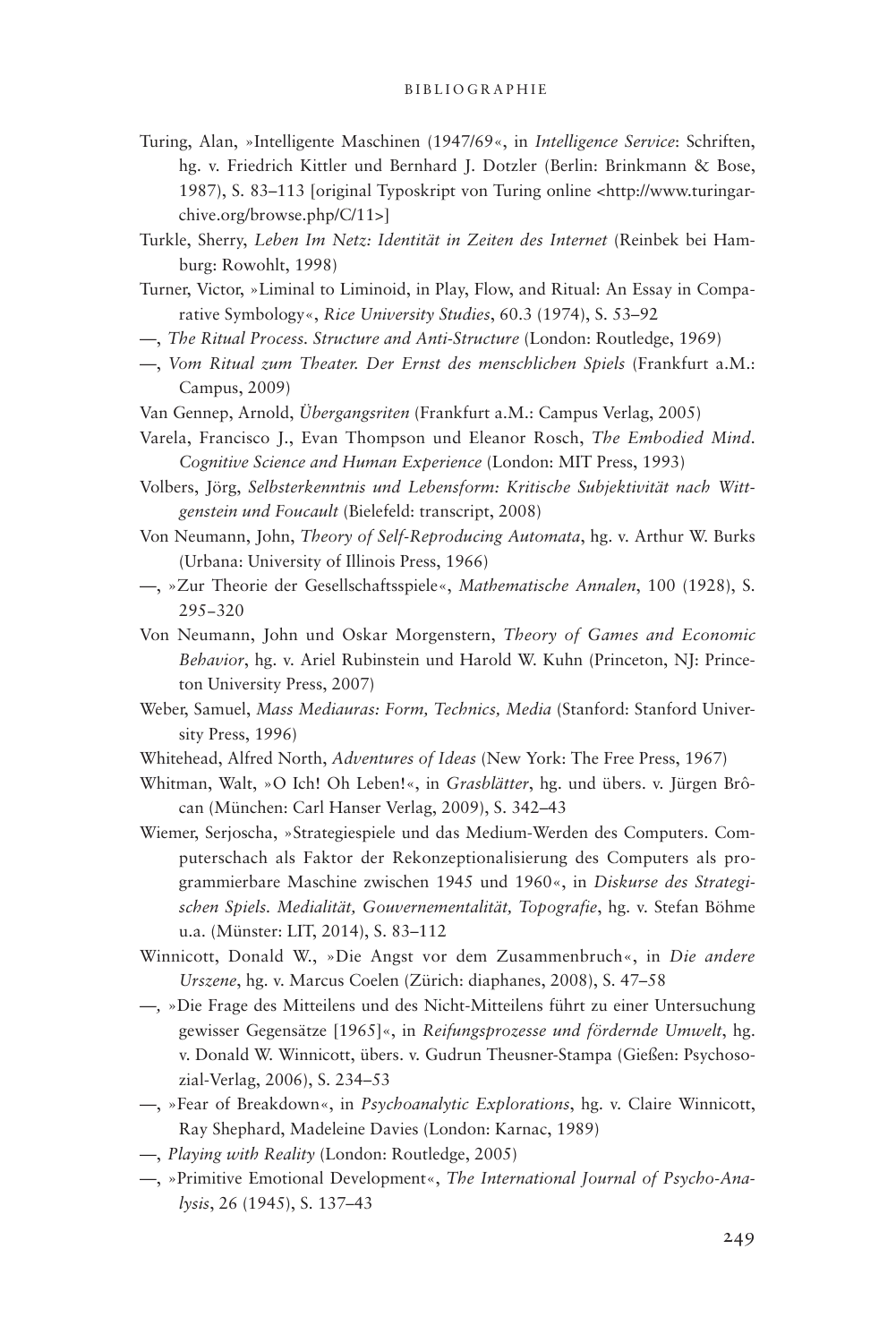Turing, Alan, »Intelligente Maschinen (1947/69«, in *Intelligence Service*: Schriften, hg. v. Friedrich Kittler und Bernhard J. Dotzler (Berlin: Brinkmann & Bose, 1987), S. 83–113 [original Typoskript von Turing online <http://www.turingarchive.org/browse.php/C/11>]

Turkle, Sherry, *Leben Im Netz: Identität in Zeiten des Internet* (Reinbek bei Hamburg: Rowohlt, 1998)

Turner, Victor, »Liminal to Liminoid, in Play, Flow, and Ritual: An Essay in Comparative Symbology«, *Rice University Studies*, 60.3 (1974), S. 53–92

—, *The Ritual Process. Structure and Anti-Structure* (London: Routledge, 1969)

—, *Vom Ritual zum Theater. Der Ernst des menschlichen Spiels* (Frankfurt a.M.: Campus, 2009)

Van Gennep, Arnold, *Übergangsriten* (Frankfurt a.M.: Campus Verlag, 2005)

Varela, Francisco J., Evan Thompson und Eleanor Rosch, *The Embodied Mind. Cognitive Science and Human Experience* (London: MIT Press, 1993)

Volbers, Jörg, *Selbsterkenntnis und Lebensform: Kritische Subjektivität nach Wittgenstein und Foucault* (Bielefeld: transcript, 2008)

Von Neumann, John, *Theory of Self-Reproducing Automata*, hg. v. Arthur W. Burks (Urbana: University of Illinois Press, 1966)

—, »Zur Theorie der Gesellschaftsspiele«, *Mathematische Annalen*, 100 (1928), S. 295–320

Von Neumann, John und Oskar Morgenstern, *Theory of Games and Economic Behavior*, hg. v. Ariel Rubinstein und Harold W. Kuhn (Princeton, NJ: Princeton University Press, 2007)

Weber, Samuel, *Mass Mediauras: Form, Technics, Media* (Stanford: Stanford University Press, 1996)

Whitehead, Alfred North, *Adventures of Ideas* (New York: The Free Press, 1967)

Whitman, Walt, »O Ich! Oh Leben!«, in *Grasblätter*, hg. und übers. v. Jürgen Brôcan (München: Carl Hanser Verlag, 2009), S. 342–43

Wiemer, Serjoscha, »Strategiespiele und das Medium-Werden des Computers. Computerschach als Faktor der Rekonzeptionalisierung des Computers als programmierbare Maschine zwischen 1945 und 1960«, in *Diskurse des Strategischen Spiels. Medialität, Gouvernementalität, Topografie*, hg. v. Stefan Böhme u.a. (Münster: LIT, 2014), S. 83–112

Winnicott, Donald W., »Die Angst vor dem Zusammenbruch«, in *Die andere Urszene*, hg. v. Marcus Coelen (Zürich: diaphanes, 2008), S. 47–58

—, »Die Frage des Mitteilens und des Nicht-Mitteilens führt zu einer Untersuchung gewisser Gegensätze [1965]«, in *Reifungsprozesse und fördernde Umwelt*, hg. v. Donald W. Winnicott, übers. v. Gudrun Theusner-Stampa (Gießen: Psychosozial-Verlag, 2006), S. 234–53

—, »Fear of Breakdown«, in *Psychoanalytic Explorations*, hg. v. Claire Winnicott, Ray Shephard, Madeleine Davies (London: Karnac, 1989)

—, *Playing with Reality* (London: Routledge, 2005)

—, »Primitive Emotional Development«, *The International Journal of Psycho-Analysis*, 26 (1945), S. 137–43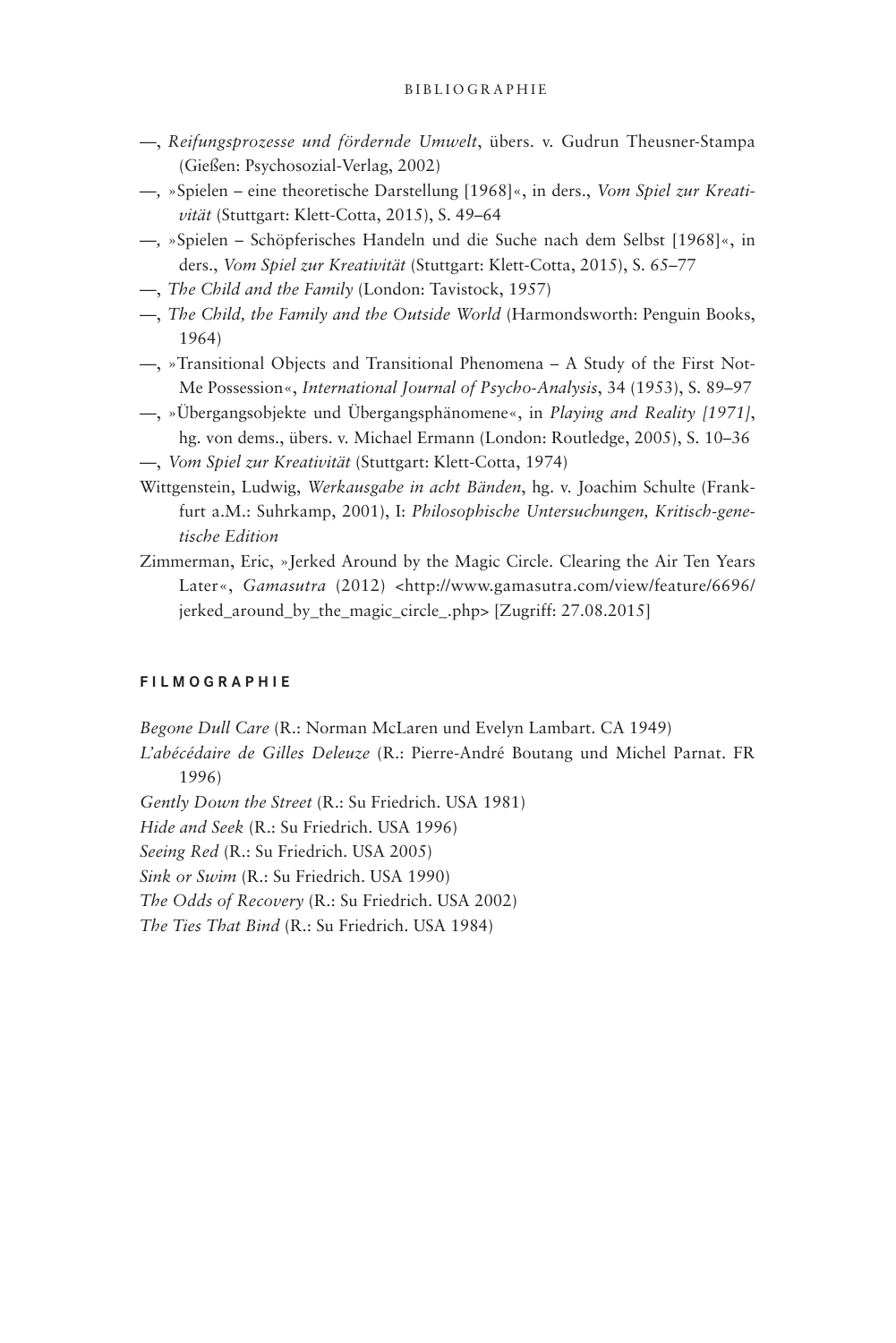—, *Reifungsprozesse und fördernde Umwelt*, übers. v. Gudrun Theusner-Stampa (Gießen: Psychosozial-Verlag, 2002)

—, »Spielen – eine theoretische Darstellung [1968]«, in ders., *Vom Spiel zur Kreativität* (Stuttgart: Klett-Cotta, 2015), S. 49–64

—, »Spielen – Schöpferisches Handeln und die Suche nach dem Selbst [1968]«, in ders., *Vom Spiel zur Kreativität* (Stuttgart: Klett-Cotta, 2015), S. 65–77

—, *The Child and the Family* (London: Tavistock, 1957)

—, *The Child, the Family and the Outside World* (Harmondsworth: Penguin Books, 1964)

—, »Transitional Objects and Transitional Phenomena – A Study of the First Not-Me Possession«, *International Journal of Psycho-Analysis*, 34 (1953), S. 89–97

—, »Übergangsobjekte und Übergangsphänomene«, in *Playing and Reality [1971]*, hg. von dems., übers. v. Michael Ermann (London: Routledge, 2005), S. 10–36

—, *Vom Spiel zur Kreativität* (Stuttgart: Klett-Cotta, 1974)

Wittgenstein, Ludwig, *Werkausgabe in acht Bänden*, hg. v. Joachim Schulte (Frankfurt a.M.: Suhrkamp, 2001), I: *Philosophische Untersuchungen, Kritisch-genetische Edition*

Zimmerman, Eric, »Jerked Around by the Magic Circle. Clearing the Air Ten Years Later«, *Gamasutra* (2012) <http://www.gamasutra.com/view/feature/6696/jerked_around_by_the_magic_circle_.php> [Zugriff: 27.08.2015]

## FILMOGRAPHIE

*Begone Dull Care* (R.: Norman McLaren und Evelyn Lambart. CA 1949)

*L'abécédaire de Gilles Deleuze* (R.: Pierre-André Boutang und Michel Parnat. FR 1996)

*Gently Down the Street* (R.: Su Friedrich. USA 1981)

*Hide and Seek* (R.: Su Friedrich. USA 1996)

*Seeing Red* (R.: Su Friedrich. USA 2005)

*Sink or Swim* (R.: Su Friedrich. USA 1990)

*The Odds of Recovery* (R.: Su Friedrich. USA 2002)

*The Ties That Bind* (R.: Su Friedrich. USA 1984)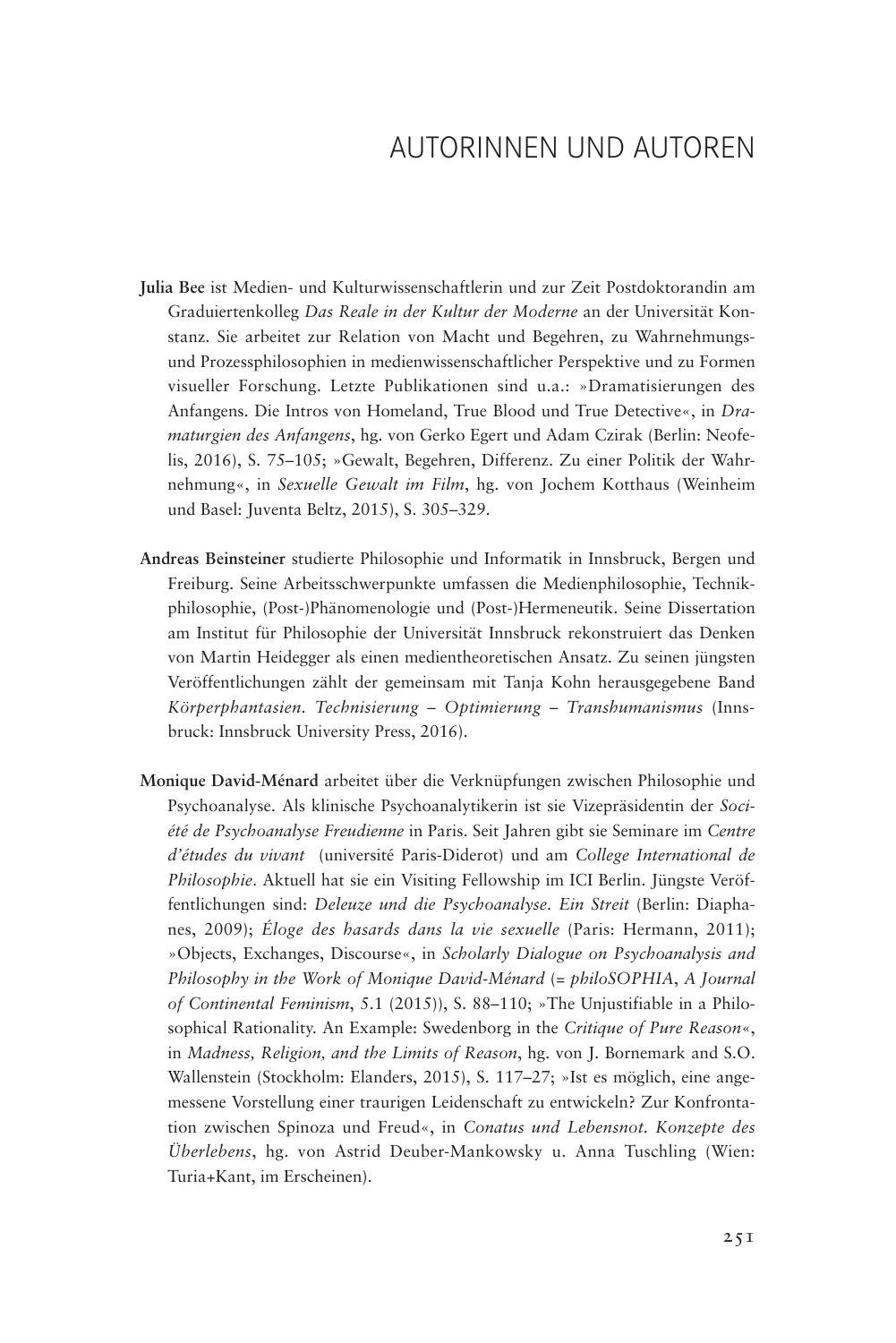# AUTORINNEN UND AUTOREN

**Julia Bee** ist Medien- und Kulturwissenschaftlerin und zur Zeit Postdoktorandin am Graduiertenkolleg *Das Reale in der Kultur der Moderne* an der Universität Konstanz. Sie arbeitet zur Relation von Macht und Begehren, zu Wahrnehmungs- und Prozessphilosophien in medienwissenschaftlicher Perspektive und zu Formen visueller Forschung. Letzte Publikationen sind u.a.: »Dramatisierungen des Anfangens. Die Intros von Homeland, True Blood und True Detective«, in *Dramaturgien des Anfangens*, hg. von Gerko Egert und Adam Czirak (Berlin: Neofelis, 2016), S. 75–105; »Gewalt, Begehren, Differenz. Zu einer Politik der Wahrnehmung«, in *Sexuelle Gewalt im Film*, hg. von Jochem Kotthaus (Weinheim und Basel: Juventa Beltz, 2015), S. 305–329.

**Andreas Beinsteiner** studierte Philosophie und Informatik in Innsbruck, Bergen und Freiburg. Seine Arbeitsschwerpunkte umfassen die Medienphilosophie, Technikphilosophie, (Post-)Phänomenologie und (Post-)Hermeneutik. Seine Dissertation am Institut für Philosophie der Universität Innsbruck rekonstruiert das Denken von Martin Heidegger als einen medientheoretischen Ansatz. Zu seinen jüngsten Veröffentlichungen zählt der gemeinsam mit Tanja Kohn herausgegebene Band *Körperphantasien. Technisierung – Optimierung – Transhumanismus* (Innsbruck: Innsbruck University Press, 2016).

**Monique David-Ménard** arbeitet über die Verknüpfungen zwischen Philosophie und Psychoanalyse. Als klinische Psychoanalytikerin ist sie Vizepräsidentin der *Société de Psychoanalyse Freudienne* in Paris. Seit Jahren gibt sie Seminare im *Centre d'études du vivant* (université Paris-Diderot) und am *College International de Philosophie*. Aktuell hat sie ein Visiting Fellowship im ICI Berlin. Jüngste Veröffentlichungen sind: *Deleuze und die Psychoanalyse. Ein Streit* (Berlin: Diaphanes, 2009); *Éloge des hasards dans la vie sexuelle* (Paris: Hermann, 2011); »Objects, Exchanges, Discourse«, in *Scholarly Dialogue on Psychoanalysis and Philosophy in the Work of Monique David-Ménard* (= *philoSOPHIA*, *A Journal of Continental Feminism*, 5.1 (2015)), S. 88–110; »The Unjustifiable in a Philosophical Rationality. An Example: Swedenborg in the *Critique of Pure Reason*«, in *Madness, Religion, and the Limits of Reason*, hg. von J. Bornemark and S.O. Wallenstein (Stockholm: Elanders, 2015), S. 117–27; »Ist es möglich, eine angemessene Vorstellung einer traurigen Leidenschaft zu entwickeln? Zur Konfrontation zwischen Spinoza und Freud«, in *Conatus und Lebensnot. Konzepte des Überlebens*, hg. von Astrid Deuber-Mankowsky u. Anna Tuschling (Wien: Turia+Kant, im Erscheinen).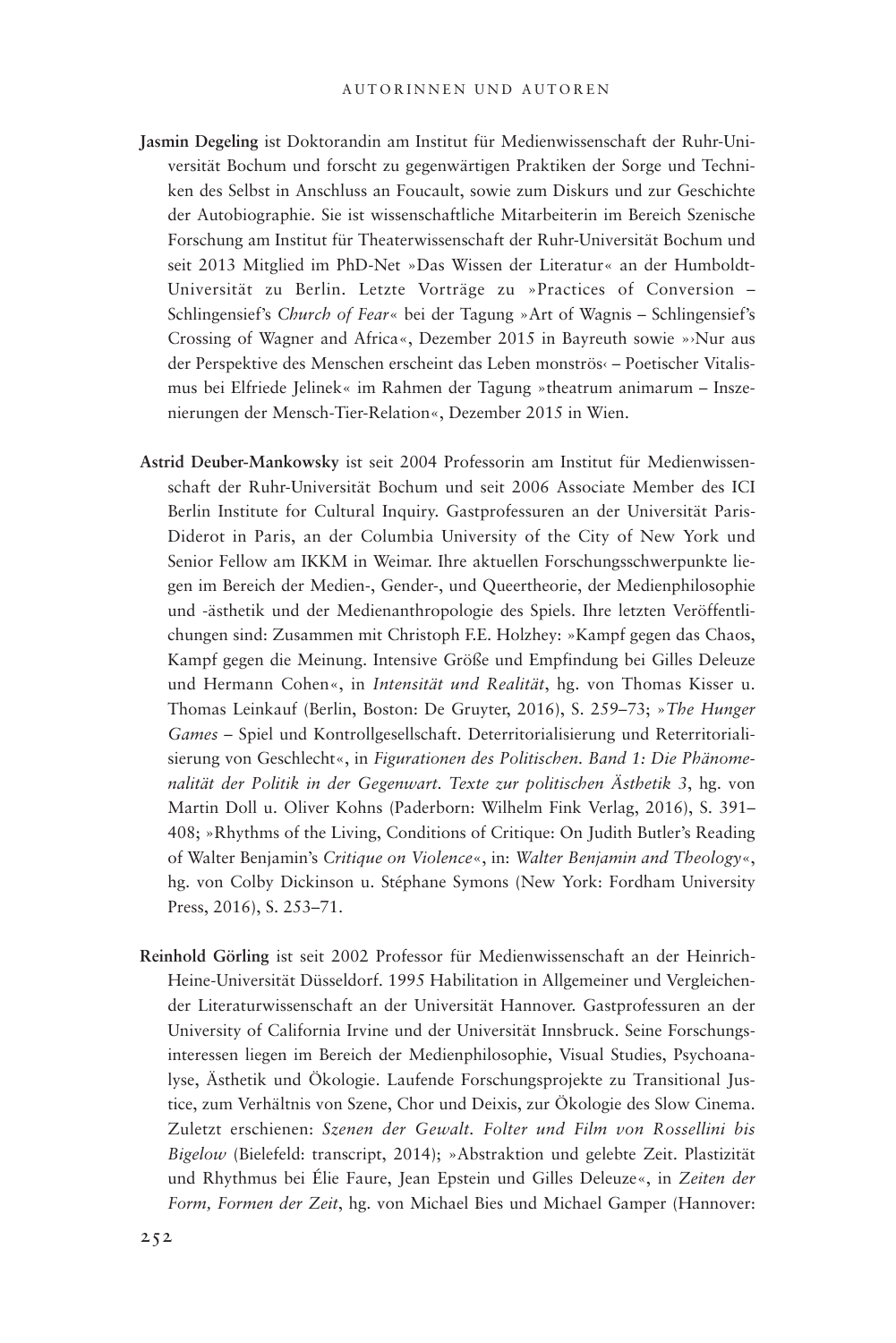**Jasmin Degeling** ist Doktorandin am Institut für Medienwissenschaft der Ruhr-Universität Bochum und forscht zu gegenwärtigen Praktiken der Sorge und Techniken des Selbst in Anschluss an Foucault, sowie zum Diskurs und zur Geschichte der Autobiographie. Sie ist wissenschaftliche Mitarbeiterin im Bereich Szenische Forschung am Institut für Theaterwissenschaft der Ruhr-Universität Bochum und seit 2013 Mitglied im PhD-Net »Das Wissen der Literatur« an der Humboldt-Universität zu Berlin. Letzte Vorträge zu »Practices of Conversion – Schlingensief's *Church of Fear*« bei der Tagung »Art of Wagnis – Schlingensief's Crossing of Wagner and Africa«, Dezember 2015 in Bayreuth sowie »›Nur aus der Perspektive des Menschen erscheint das Leben monströs‹ – Poetischer Vitalismus bei Elfriede Jelinek« im Rahmen der Tagung »theatrum animarum – Inszenierungen der Mensch-Tier-Relation«, Dezember 2015 in Wien.

**Astrid Deuber-Mankowsky** ist seit 2004 Professorin am Institut für Medienwissenschaft der Ruhr-Universität Bochum und seit 2006 Associate Member des ICI Berlin Institute for Cultural Inquiry. Gastprofessuren an der Universität Paris-Diderot in Paris, an der Columbia University of the City of New York und Senior Fellow am IKKM in Weimar. Ihre aktuellen Forschungsschwerpunkte liegen im Bereich der Medien-, Gender-, und Queertheorie, der Medienphilosophie und -ästhetik und der Medienanthropologie des Spiels. Ihre letzten Veröffentlichungen sind: Zusammen mit Christoph F.E. Holzhey: »Kampf gegen das Chaos, Kampf gegen die Meinung. Intensive Größe und Empfindung bei Gilles Deleuze und Hermann Cohen«, in *Intensität und Realität*, hg. von Thomas Kisser u. Thomas Leinkauf (Berlin, Boston: De Gruyter, 2016), S. 259–73; »*The Hunger Games* – Spiel und Kontrollgesellschaft. Deterritorialisierung und Reterritorialisierung von Geschlecht«, in *Figurationen des Politischen. Band 1: Die Phänomenalität der Politik in der Gegenwart. Texte zur politischen Ästhetik 3*, hg. von Martin Doll u. Oliver Kohns (Paderborn: Wilhelm Fink Verlag, 2016), S. 391–408; »Rhythms of the Living, Conditions of Critique: On Judith Butler's Reading of Walter Benjamin's *Critique on Violence*«, in: *Walter Benjamin and Theology*«, hg. von Colby Dickinson u. Stéphane Symons (New York: Fordham University Press, 2016), S. 253–71.

**Reinhold Görling** ist seit 2002 Professor für Medienwissenschaft an der Heinrich-Heine-Universität Düsseldorf. 1995 Habilitation in Allgemeiner und Vergleichender Literaturwissenschaft an der Universität Hannover. Gastprofessuren an der University of California Irvine und der Universität Innsbruck. Seine Forschungsinteressen liegen im Bereich der Medienphilosophie, Visual Studies, Psychoanalyse, Ästhetik und Ökologie. Laufende Forschungsprojekte zu Transitional Justice, zum Verhältnis von Szene, Chor und Deixis, zur Ökologie des Slow Cinema. Zuletzt erschienen: *Szenen der Gewalt. Folter und Film von Rossellini bis Bigelow* (Bielefeld: transcript, 2014); »Abstraktion und gelebte Zeit. Plastizität und Rhythmus bei Élie Faure, Jean Epstein und Gilles Deleuze«, in *Zeiten der Form, Formen der Zeit*, hg. von Michael Bies und Michael Gamper (Hannover: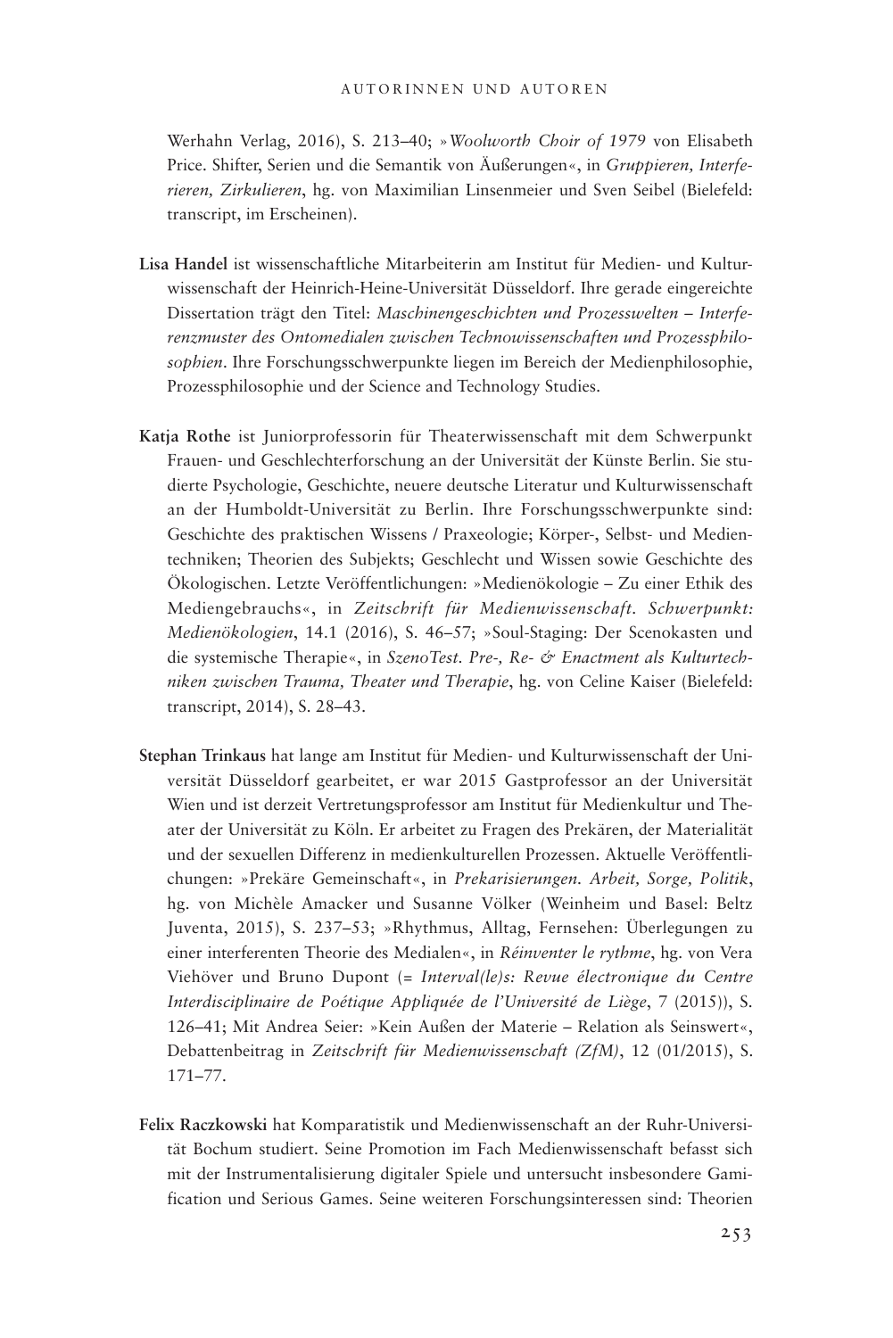Werhahn Verlag, 2016), S. 213–40; »*Woolworth Choir of 1979* von Elisabeth Price. Shifter, Serien und die Semantik von Äußerungen«, in *Gruppieren, Interferieren, Zirkulieren*, hg. von Maximilian Linsenmeier und Sven Seibel (Bielefeld: transcript, im Erscheinen).

**Lisa Handel** ist wissenschaftliche Mitarbeiterin am Institut für Medien- und Kulturwissenschaft der Heinrich-Heine-Universität Düsseldorf. Ihre gerade eingereichte Dissertation trägt den Titel: *Maschinengeschichten und Prozesswelten – Interferenzmuster des Ontomedialen zwischen Technowissenschaften und Prozessphilosophien*. Ihre Forschungsschwerpunkte liegen im Bereich der Medienphilosophie, Prozessphilosophie und der Science and Technology Studies.

**Katja Rothe** ist Juniorprofessorin für Theaterwissenschaft mit dem Schwerpunkt Frauen- und Geschlechterforschung an der Universität der Künste Berlin. Sie studierte Psychologie, Geschichte, neuere deutsche Literatur und Kulturwissenschaft an der Humboldt-Universität zu Berlin. Ihre Forschungsschwerpunkte sind: Geschichte des praktischen Wissens / Praxeologie; Körper-, Selbst- und Medientechniken; Theorien des Subjekts; Geschlecht und Wissen sowie Geschichte des Ökologischen. Letzte Veröffentlichungen: »Medienökologie – Zu einer Ethik des Mediengebrauchs«, in *Zeitschrift für Medienwissenschaft. Schwerpunkt: Medienökologien*, 14.1 (2016), S. 46–57; »Soul-Staging: Der Scenokasten und die systemische Therapie«, in *SzenoTest. Pre-, Re- & Enactment als Kulturtechniken zwischen Trauma, Theater und Therapie*, hg. von Celine Kaiser (Bielefeld: transcript, 2014), S. 28–43.

**Stephan Trinkaus** hat lange am Institut für Medien- und Kulturwissenschaft der Universität Düsseldorf gearbeitet, er war 2015 Gastprofessor an der Universität Wien und ist derzeit Vertretungsprofessor am Institut für Medienkultur und Theater der Universität zu Köln. Er arbeitet zu Fragen des Prekären, der Materialität und der sexuellen Differenz in medienkulturellen Prozessen. Aktuelle Veröffentlichungen: »Prekäre Gemeinschaft«, in *Prekarisierungen. Arbeit, Sorge, Politik*, hg. von Michèle Amacker und Susanne Völker (Weinheim und Basel: Beltz Juventa, 2015), S. 237–53; »Rhythmus, Alltag, Fernsehen: Überlegungen zu einer interferenten Theorie des Medialen«, in *Réinventer le rythme*, hg. von Vera Viehöver und Bruno Dupont (= *Interval(le)s: Revue électronique du Centre Interdisciplinaire de Poétique Appliquée de l'Université de Liège*, 7 (2015)), S. 126–41; Mit Andrea Seier: »Kein Außen der Materie – Relation als Seinswert«, Debattenbeitrag in *Zeitschrift für Medienwissenschaft (ZfM)*, 12 (01/2015), S. 171–77.

**Felix Raczkowski** hat Komparatistik und Medienwissenschaft an der Ruhr-Universität Bochum studiert. Seine Promotion im Fach Medienwissenschaft befasst sich mit der Instrumentalisierung digitaler Spiele und untersucht insbesondere Gamification und Serious Games. Seine weiteren Forschungsinteressen sind: Theorien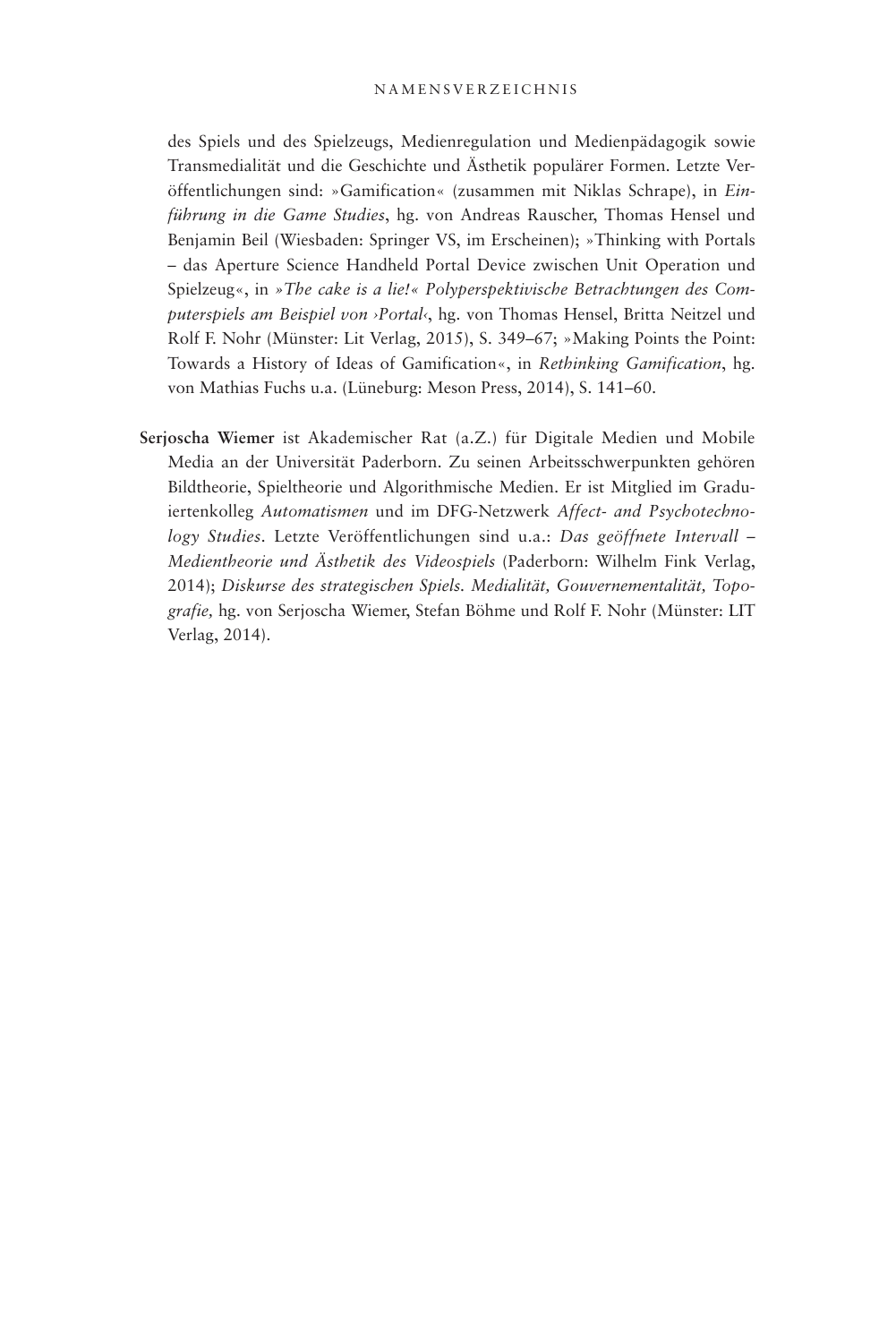des Spiels und des Spielzeugs, Medienregulation und Medienpädagogik sowie Transmedialität und die Geschichte und Ästhetik populärer Formen. Letzte Veröffentlichungen sind: »Gamification« (zusammen mit Niklas Schrape), in *Einführung in die Game Studies*, hg. von Andreas Rauscher, Thomas Hensel und Benjamin Beil (Wiesbaden: Springer VS, im Erscheinen); »Thinking with Portals – das Aperture Science Handheld Portal Device zwischen Unit Operation und Spielzeug«, in *»The cake is a lie!« Polyperspektivische Betrachtungen des Computerspiels am Beispiel von ›Portal‹*, hg. von Thomas Hensel, Britta Neitzel und Rolf F. Nohr (Münster: Lit Verlag, 2015), S. 349–67; »Making Points the Point: Towards a History of Ideas of Gamification«, in *Rethinking Gamification*, hg. von Mathias Fuchs u.a. (Lüneburg: Meson Press, 2014), S. 141–60.

**Serjoscha Wiemer** ist Akademischer Rat (a.Z.) für Digitale Medien und Mobile Media an der Universität Paderborn. Zu seinen Arbeitsschwerpunkten gehören Bildtheorie, Spieltheorie und Algorithmische Medien. Er ist Mitglied im Graduiertenkolleg *Automatismen* und im DFG-Netzwerk *Affect- and Psychotechnology Studies*. Letzte Veröffentlichungen sind u.a.: *Das geöffnete Intervall – Medientheorie und Ästhetik des Videospiels* (Paderborn: Wilhelm Fink Verlag, 2014); *Diskurse des strategischen Spiels. Medialität, Gouvernementalität, Topografie,* hg. von Serjoscha Wiemer, Stefan Böhme und Rolf F. Nohr (Münster: LIT Verlag, 2014).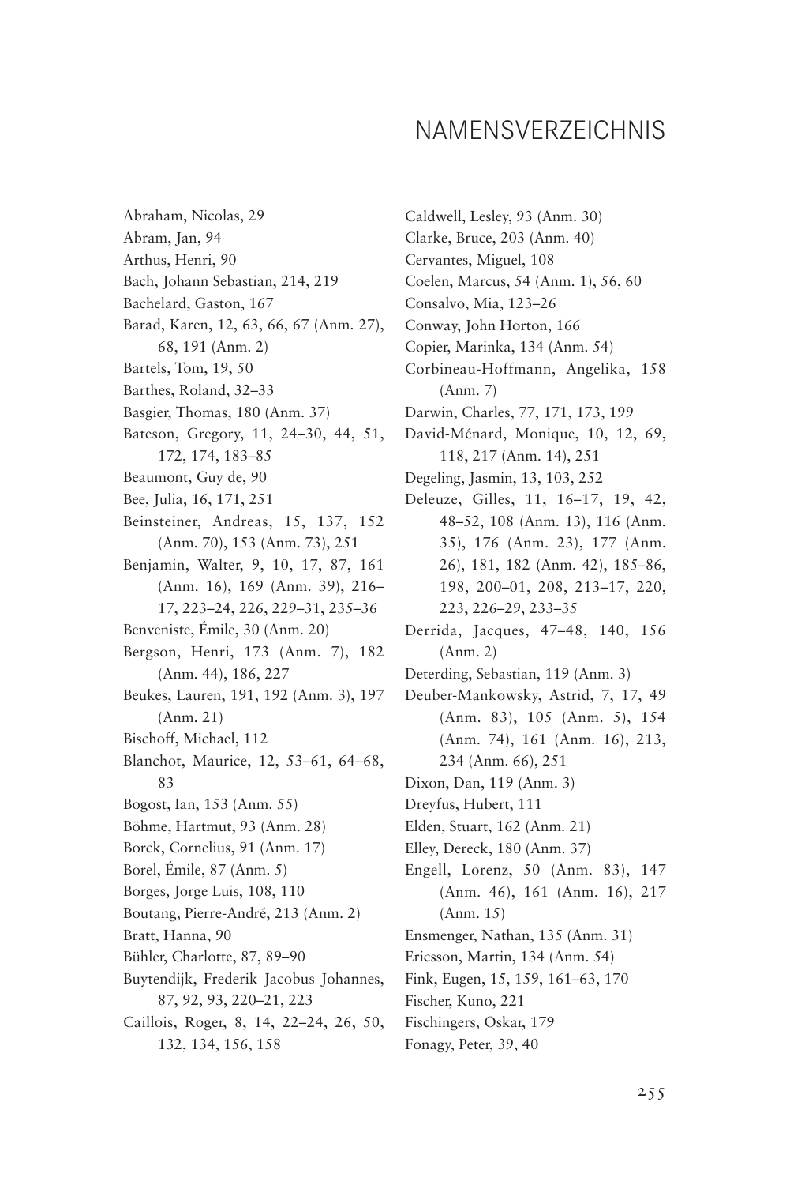# NAMENSVERZEICHNIS

Abraham, Nicolas, 29
Abram, Jan, 94
Arthus, Henri, 90
Bach, Johann Sebastian, 214, 219
Bachelard, Gaston, 167
Barad, Karen, 12, 63, 66, 67 (Anm. 27), 68, 191 (Anm. 2)
Bartels, Tom, 19, 50
Barthes, Roland, 32–33
Basgier, Thomas, 180 (Anm. 37)
Bateson, Gregory, 11, 24–30, 44, 51, 172, 174, 183–85
Beaumont, Guy de, 90
Bee, Julia, 16, 171, 251
Beinsteiner, Andreas, 15, 137, 152 (Anm. 70), 153 (Anm. 73), 251
Benjamin, Walter, 9, 10, 17, 87, 161 (Anm. 16), 169 (Anm. 39), 216–17, 223–24, 226, 229–31, 235–36
Benveniste, Émile, 30 (Anm. 20)
Bergson, Henri, 173 (Anm. 7), 182 (Anm. 44), 186, 227
Beukes, Lauren, 191, 192 (Anm. 3), 197 (Anm. 21)
Bischoff, Michael, 112
Blanchot, Maurice, 12, 53–61, 64–68, 83
Bogost, Ian, 153 (Anm. 55)
Böhme, Hartmut, 93 (Anm. 28)
Borck, Cornelius, 91 (Anm. 17)
Borel, Émile, 87 (Anm. 5)
Borges, Jorge Luis, 108, 110
Boutang, Pierre-André, 213 (Anm. 2)
Bratt, Hanna, 90
Bühler, Charlotte, 87, 89–90
Buytendijk, Frederik Jacobus Johannes, 87, 92, 93, 220–21, 223
Caillois, Roger, 8, 14, 22–24, 26, 50, 132, 134, 156, 158
Caldwell, Lesley, 93 (Anm. 30)
Clarke, Bruce, 203 (Anm. 40)
Cervantes, Miguel, 108
Coelen, Marcus, 54 (Anm. 1), 56, 60
Consalvo, Mia, 123–26
Conway, John Horton, 166
Copier, Marinka, 134 (Anm. 54)
Corbineau-Hoffmann, Angelika, 158 (Anm. 7)
Darwin, Charles, 77, 171, 173, 199
David-Ménard, Monique, 10, 12, 69, 118, 217 (Anm. 14), 251
Degeling, Jasmin, 13, 103, 252
Deleuze, Gilles, 11, 16–17, 19, 42, 48–52, 108 (Anm. 13), 116 (Anm. 35), 176 (Anm. 23), 177 (Anm. 26), 181, 182 (Anm. 42), 185–86, 198, 200–01, 208, 213–17, 220, 223, 226–29, 233–35
Derrida, Jacques, 47–48, 140, 156 (Anm. 2)
Deterding, Sebastian, 119 (Anm. 3)
Deuber-Mankowsky, Astrid, 7, 17, 49 (Anm. 83), 105 (Anm. 5), 154 (Anm. 74), 161 (Anm. 16), 213, 234 (Anm. 66), 251
Dixon, Dan, 119 (Anm. 3)
Dreyfus, Hubert, 111
Elden, Stuart, 162 (Anm. 21)
Elley, Dereck, 180 (Anm. 37)
Engell, Lorenz, 50 (Anm. 83), 147 (Anm. 46), 161 (Anm. 16), 217 (Anm. 15)
Ensmenger, Nathan, 135 (Anm. 31)
Ericsson, Martin, 134 (Anm. 54)
Fink, Eugen, 15, 159, 161–63, 170
Fischer, Kuno, 221
Fischingers, Oskar, 179
Fonagy, Peter, 39, 40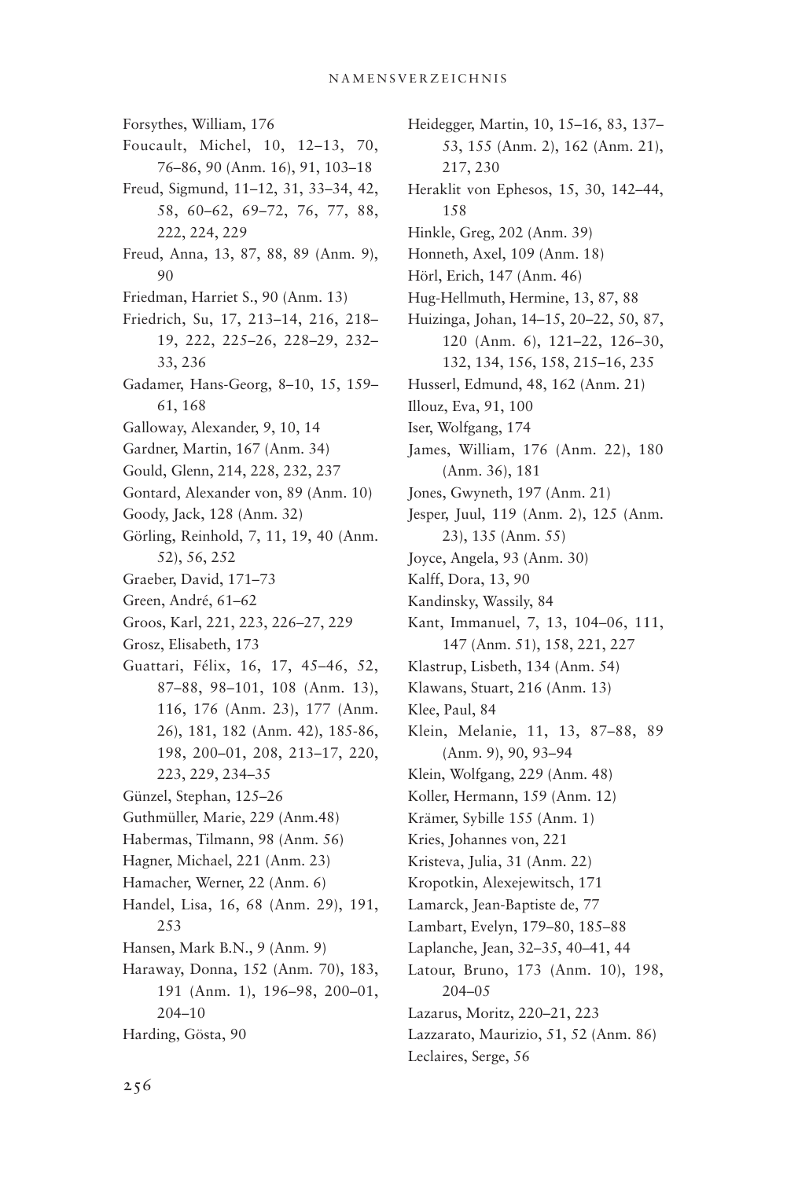Forsythes, William, 176

Foucault, Michel, 10, 12–13, 70, 76–86, 90 (Anm. 16), 91, 103–18

Freud, Sigmund, 11–12, 31, 33–34, 42, 58, 60–62, 69–72, 76, 77, 88, 222, 224, 229

Freud, Anna, 13, 87, 88, 89 (Anm. 9), 90

Friedman, Harriet S., 90 (Anm. 13)

Friedrich, Su, 17, 213–14, 216, 218–19, 222, 225–26, 228–29, 232–33, 236

Gadamer, Hans-Georg, 8–10, 15, 159–61, 168

Galloway, Alexander, 9, 10, 14

Gardner, Martin, 167 (Anm. 34)

Gould, Glenn, 214, 228, 232, 237

Gontard, Alexander von, 89 (Anm. 10)

Goody, Jack, 128 (Anm. 32)

Görling, Reinhold, 7, 11, 19, 40 (Anm. 52), 56, 252

Graeber, David, 171–73

Green, André, 61–62

Groos, Karl, 221, 223, 226–27, 229

Grosz, Elisabeth, 173

Guattari, Félix, 16, 17, 45–46, 52, 87–88, 98–101, 108 (Anm. 13), 116, 176 (Anm. 23), 177 (Anm. 26), 181, 182 (Anm. 42), 185-86, 198, 200–01, 208, 213–17, 220, 223, 229, 234–35

Günzel, Stephan, 125–26

Guthmüller, Marie, 229 (Anm.48)

Habermas, Tilmann, 98 (Anm. 56)

Hagner, Michael, 221 (Anm. 23)

Hamacher, Werner, 22 (Anm. 6)

Handel, Lisa, 16, 68 (Anm. 29), 191, 253

Hansen, Mark B.N., 9 (Anm. 9)

Haraway, Donna, 152 (Anm. 70), 183, 191 (Anm. 1), 196–98, 200–01, 204–10

Harding, Gösta, 90

Heidegger, Martin, 10, 15–16, 83, 137–53, 155 (Anm. 2), 162 (Anm. 21), 217, 230

Heraklit von Ephesos, 15, 30, 142–44, 158

Hinkle, Greg, 202 (Anm. 39)

Honneth, Axel, 109 (Anm. 18)

Hörl, Erich, 147 (Anm. 46)

Hug-Hellmuth, Hermine, 13, 87, 88

Huizinga, Johan, 14–15, 20–22, 50, 87, 120 (Anm. 6), 121–22, 126–30, 132, 134, 156, 158, 215–16, 235

Husserl, Edmund, 48, 162 (Anm. 21)

Illouz, Eva, 91, 100

Iser, Wolfgang, 174

James, William, 176 (Anm. 22), 180 (Anm. 36), 181

Jones, Gwyneth, 197 (Anm. 21)

Jesper, Juul, 119 (Anm. 2), 125 (Anm. 23), 135 (Anm. 55)

Joyce, Angela, 93 (Anm. 30)

Kalff, Dora, 13, 90

Kandinsky, Wassily, 84

Kant, Immanuel, 7, 13, 104–06, 111, 147 (Anm. 51), 158, 221, 227

Klastrup, Lisbeth, 134 (Anm. 54)

Klawans, Stuart, 216 (Anm. 13)

Klee, Paul, 84

Klein, Melanie, 11, 13, 87–88, 89 (Anm. 9), 90, 93–94

Klein, Wolfgang, 229 (Anm. 48)

Koller, Hermann, 159 (Anm. 12)

Krämer, Sybille 155 (Anm. 1)

Kries, Johannes von, 221

Kristeva, Julia, 31 (Anm. 22)

Kropotkin, Alexejewitsch, 171

Lamarck, Jean-Baptiste de, 77

Lambart, Evelyn, 179–80, 185–88

Laplanche, Jean, 32–35, 40–41, 44

Latour, Bruno, 173 (Anm. 10), 198, 204–05

Lazarus, Moritz, 220–21, 223

Lazzarato, Maurizio, 51, 52 (Anm. 86)

Leclaires, Serge, 56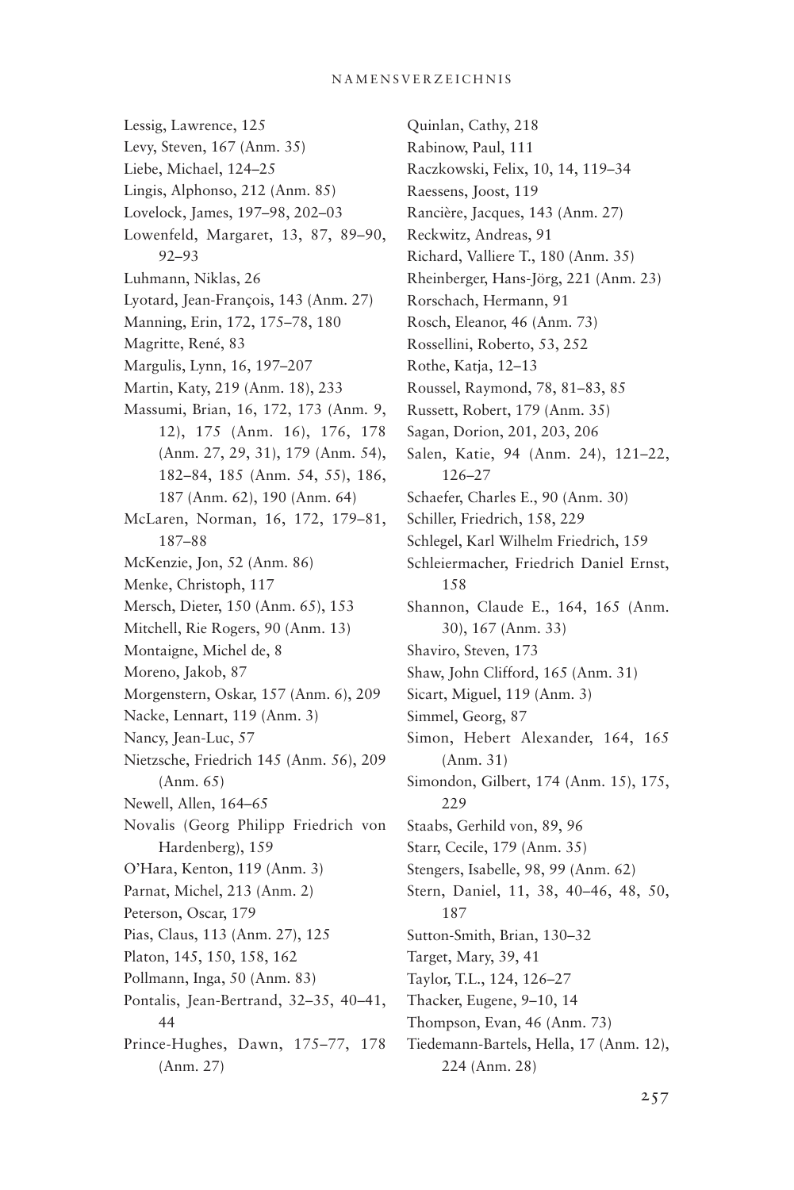Lessig, Lawrence, 125
Levy, Steven, 167 (Anm. 35)
Liebe, Michael, 124–25
Lingis, Alphonso, 212 (Anm. 85)
Lovelock, James, 197–98, 202–03
Lowenfeld, Margaret, 13, 87, 89–90, 92–93
Luhmann, Niklas, 26
Lyotard, Jean-François, 143 (Anm. 27)
Manning, Erin, 172, 175–78, 180
Magritte, René, 83
Margulis, Lynn, 16, 197–207
Martin, Katy, 219 (Anm. 18), 233
Massumi, Brian, 16, 172, 173 (Anm. 9, 12), 175 (Anm. 16), 176, 178 (Anm. 27, 29, 31), 179 (Anm. 54), 182–84, 185 (Anm. 54, 55), 186, 187 (Anm. 62), 190 (Anm. 64)
McLaren, Norman, 16, 172, 179–81, 187–88
McKenzie, Jon, 52 (Anm. 86)
Menke, Christoph, 117
Mersch, Dieter, 150 (Anm. 65), 153
Mitchell, Rie Rogers, 90 (Anm. 13)
Montaigne, Michel de, 8
Moreno, Jakob, 87
Morgenstern, Oskar, 157 (Anm. 6), 209
Nacke, Lennart, 119 (Anm. 3)
Nancy, Jean-Luc, 57
Nietzsche, Friedrich 145 (Anm. 56), 209 (Anm. 65)
Newell, Allen, 164–65
Novalis (Georg Philipp Friedrich von Hardenberg), 159
O'Hara, Kenton, 119 (Anm. 3)
Parnat, Michel, 213 (Anm. 2)
Peterson, Oscar, 179
Pias, Claus, 113 (Anm. 27), 125
Platon, 145, 150, 158, 162
Pollmann, Inga, 50 (Anm. 83)
Pontalis, Jean-Bertrand, 32–35, 40–41, 44
Prince-Hughes, Dawn, 175–77, 178 (Anm. 27)
Quinlan, Cathy, 218
Rabinow, Paul, 111
Raczkowski, Felix, 10, 14, 119–34
Raessens, Joost, 119
Rancière, Jacques, 143 (Anm. 27)
Reckwitz, Andreas, 91
Richard, Valliere T., 180 (Anm. 35)
Rheinberger, Hans-Jörg, 221 (Anm. 23)
Rorschach, Hermann, 91
Rosch, Eleanor, 46 (Anm. 73)
Rossellini, Roberto, 53, 252
Rothe, Katja, 12–13
Roussel, Raymond, 78, 81–83, 85
Russett, Robert, 179 (Anm. 35)
Sagan, Dorion, 201, 203, 206
Salen, Katie, 94 (Anm. 24), 121–22, 126–27
Schaefer, Charles E., 90 (Anm. 30)
Schiller, Friedrich, 158, 229
Schlegel, Karl Wilhelm Friedrich, 159
Schleiermacher, Friedrich Daniel Ernst, 158
Shannon, Claude E., 164, 165 (Anm. 30), 167 (Anm. 33)
Shaviro, Steven, 173
Shaw, John Clifford, 165 (Anm. 31)
Sicart, Miguel, 119 (Anm. 3)
Simmel, Georg, 87
Simon, Hebert Alexander, 164, 165 (Anm. 31)
Simondon, Gilbert, 174 (Anm. 15), 175, 229
Staabs, Gerhild von, 89, 96
Starr, Cecile, 179 (Anm. 35)
Stengers, Isabelle, 98, 99 (Anm. 62)
Stern, Daniel, 11, 38, 40–46, 48, 50, 187
Sutton-Smith, Brian, 130–32
Target, Mary, 39, 41
Taylor, T.L., 124, 126–27
Thacker, Eugene, 9–10, 14
Thompson, Evan, 46 (Anm. 73)
Tiedemann-Bartels, Hella, 17 (Anm. 12), 224 (Anm. 28)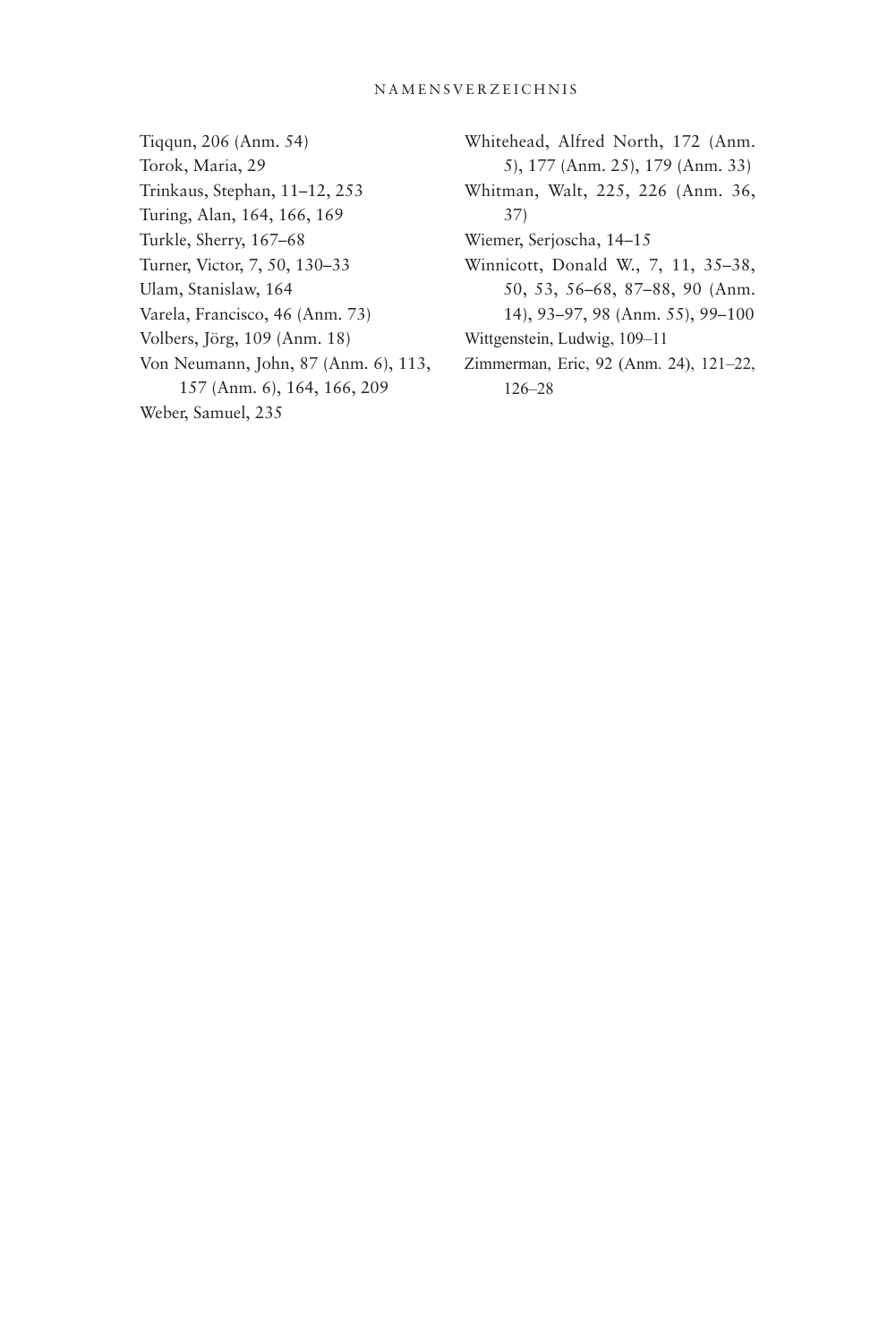Tiqqun, 206 (Anm. 54)
Torok, Maria, 29
Trinkaus, Stephan, 11–12, 253
Turing, Alan, 164, 166, 169
Turkle, Sherry, 167–68
Turner, Victor, 7, 50, 130–33
Ulam, Stanislaw, 164
Varela, Francisco, 46 (Anm. 73)
Volbers, Jörg, 109 (Anm. 18)
Von Neumann, John, 87 (Anm. 6), 113, 157 (Anm. 6), 164, 166, 209
Weber, Samuel, 235
Whitehead, Alfred North, 172 (Anm. 5), 177 (Anm. 25), 179 (Anm. 33)
Whitman, Walt, 225, 226 (Anm. 36, 37)
Wiemer, Serjoscha, 14–15
Winnicott, Donald W., 7, 11, 35–38, 50, 53, 56–68, 87–88, 90 (Anm. 14), 93–97, 98 (Anm. 55), 99–100
Wittgenstein, Ludwig, 109–11
Zimmerman, Eric, 92 (Anm. 24), 121–22, 126–28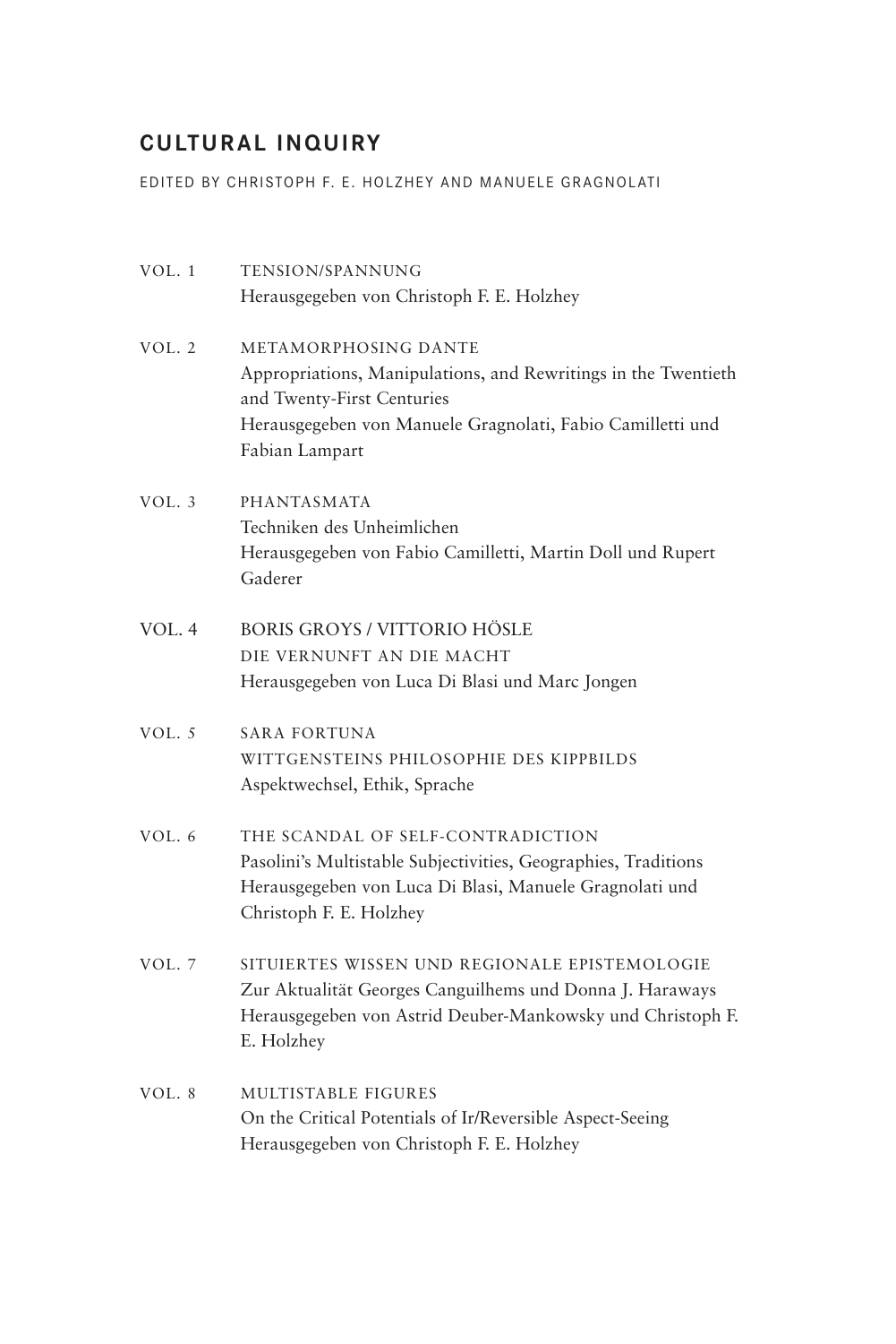# CULTURAL INQUIRY

EDITED BY CHRISTOPH F. E. HOLZHEY AND MANUELE GRAGNOLATI

VOL. 1 TENSION/SPANNUNG
Herausgegeben von Christoph F. E. Holzhey

VOL. 2 METAMORPHOSING DANTE
Appropriations, Manipulations, and Rewritings in the Twentieth and Twenty-First Centuries
Herausgegeben von Manuele Gragnolati, Fabio Camilletti und Fabian Lampart

VOL. 3 PHANTASMATA
Techniken des Unheimlichen
Herausgegeben von Fabio Camilletti, Martin Doll und Rupert Gaderer

VOL. 4 BORIS GROYS / VITTORIO HÖSLE
DIE VERNUNFT AN DIE MACHT
Herausgegeben von Luca Di Blasi und Marc Jongen

VOL. 5 SARA FORTUNA
WITTGENSTEINS PHILOSOPHIE DES KIPPBILDS
Aspektwechsel, Ethik, Sprache

VOL. 6 THE SCANDAL OF SELF-CONTRADICTION
Pasolini's Multistable Subjectivities, Geographies, Traditions
Herausgegeben von Luca Di Blasi, Manuele Gragnolati und Christoph F. E. Holzhey

VOL. 7 SITUIERTES WISSEN UND REGIONALE EPISTEMOLOGIE
Zur Aktualität Georges Canguilhems und Donna J. Haraways
Herausgegeben von Astrid Deuber-Mankowsky und Christoph F. E. Holzhey

VOL. 8 MULTISTABLE FIGURES
On the Critical Potentials of Ir/Reversible Aspect-Seeing
Herausgegeben von Christoph F. E. Holzhey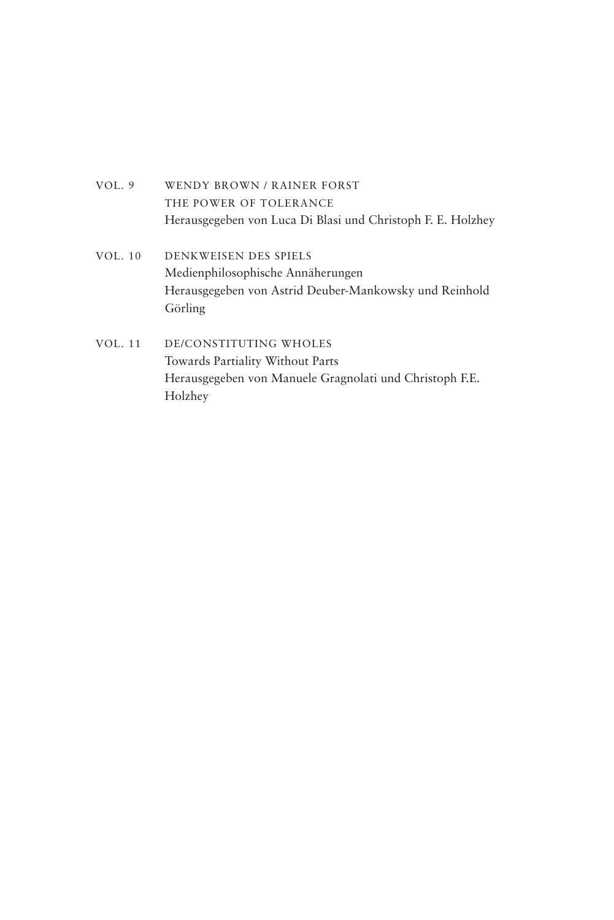VOL. 9 WENDY BROWN / RAINER FORST
THE POWER OF TOLERANCE
Herausgegeben von Luca Di Blasi und Christoph F. E. Holzhey

VOL. 10 DENKWEISEN DES SPIELS
Medienphilosophische Annäherungen
Herausgegeben von Astrid Deuber-Mankowsky und Reinhold Görling

VOL. 11 DE/CONSTITUTING WHOLES
Towards Partiality Without Parts
Herausgegeben von Manuele Gragnolati und Christoph F.E. Holzhey